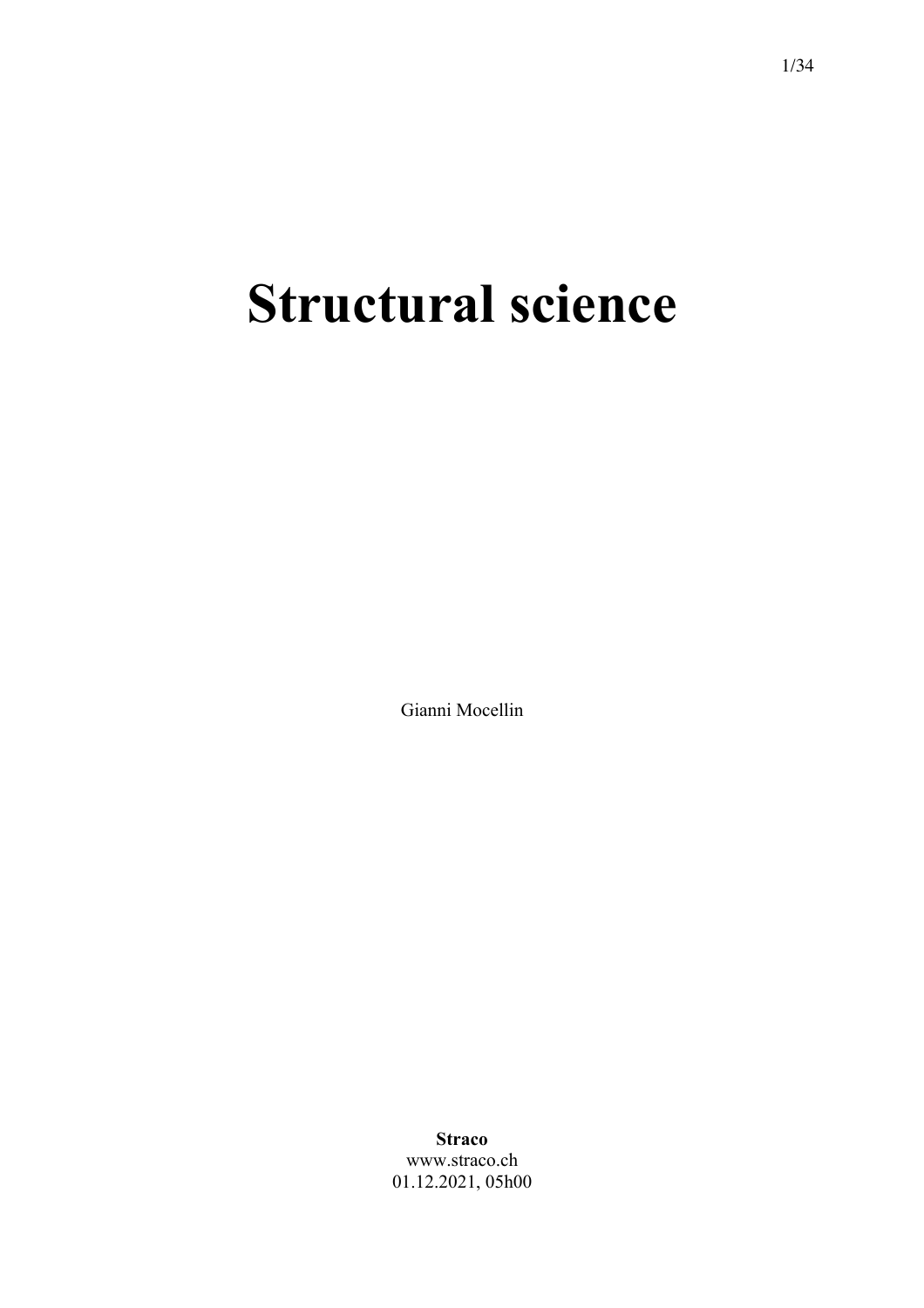# Structural science

Gianni Mocellin

**Straco**
www.straco.ch
01.12.2021, 05h00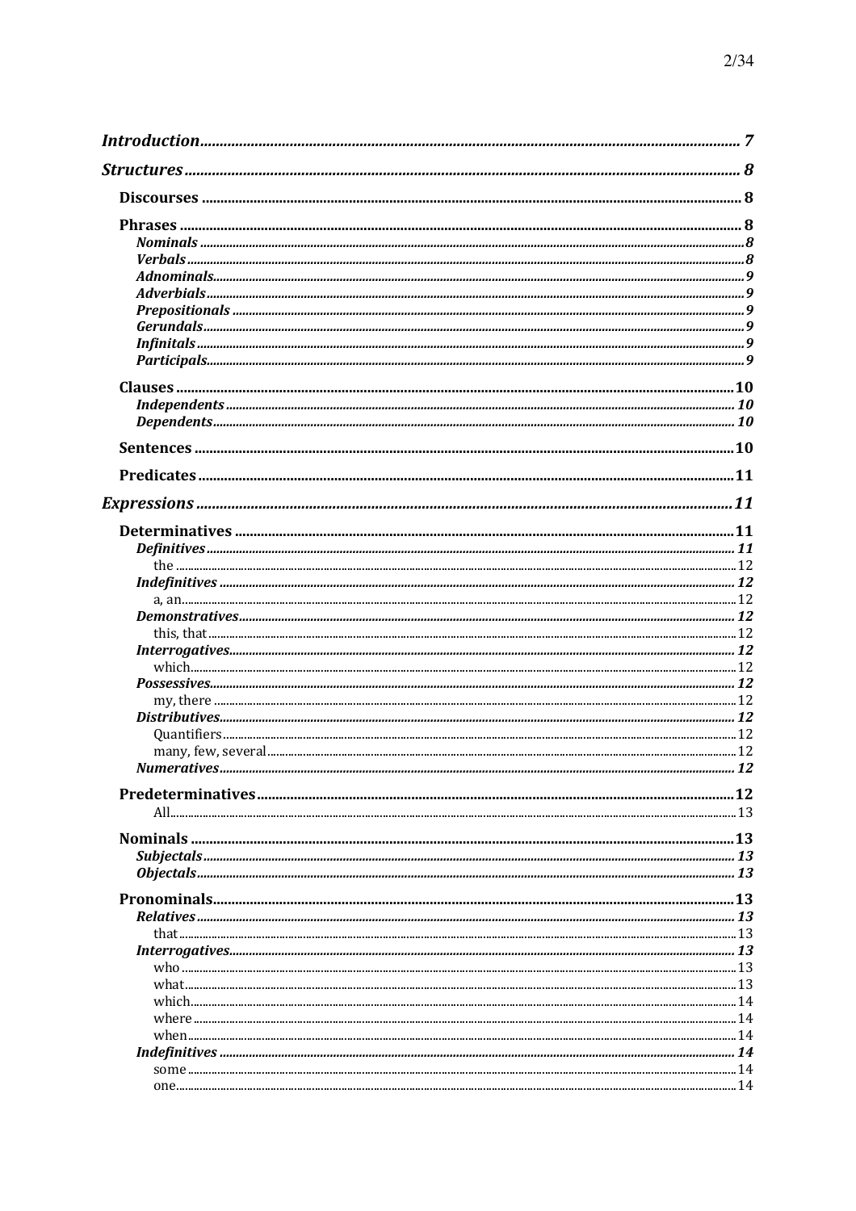***Introduction*** 7

***Structures*** 8

**Discourses** 8

**Phrases** 8

- ***Nominals*** 8
- ***Verbals*** 8
- ***Adnominals*** 9
- ***Adverbials*** 9
- ***Prepositionals*** 9
- ***Gerundals*** 9
- ***Infinitals*** 9
- ***Participals*** 9

**Clauses** 10

- ***Independents*** 10
- ***Dependents*** 10

**Sentences** 10

**Predicates** 11

***Expressions*** 11

**Determinatives** 11

- ***Definitives*** 11
  - the 12
- ***Indefinitives*** 12
  - a, an 12
- ***Demonstratives*** 12
  - this, that 12
- ***Interrogatives*** 12
  - which 12
- ***Possessives*** 12
  - my, there 12
- ***Distributives*** 12
  - Quantifiers 12
  - many, few, several 12
- ***Numeratives*** 12

**Predeterminatives** 12

- All 13

**Nominals** 13

- ***Subjectals*** 13
- ***Objectals*** 13

**Pronominals** 13

- ***Relatives*** 13
  - that 13
- ***Interrogatives*** 13
  - who 13
  - what 13
  - which 14
  - where 14
  - when 14
- ***Indefinitives*** 14
  - some 14
  - one 14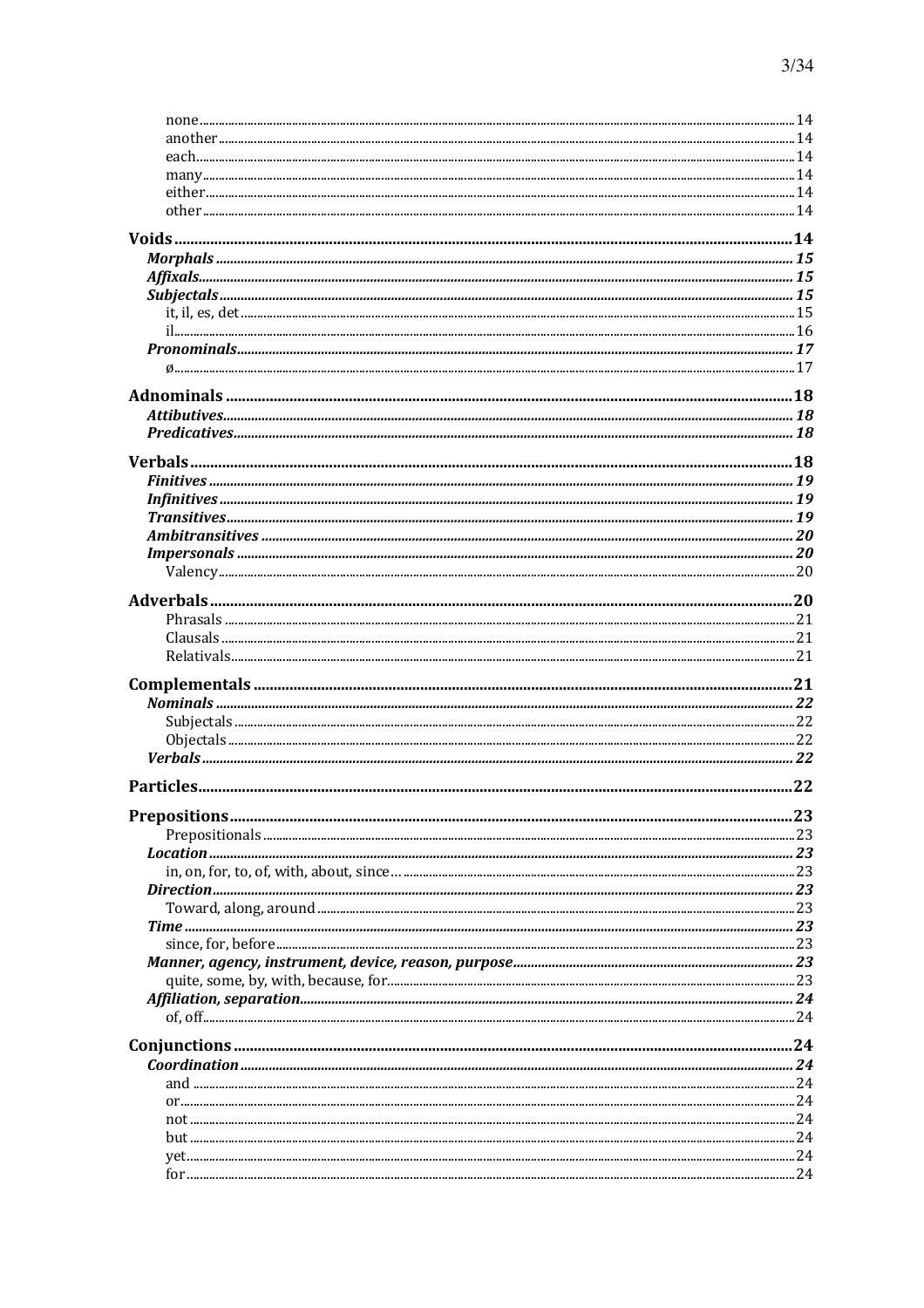none ... 14
another ... 14
each ... 14
many ... 14
either ... 14
other ... 14

**Voids** ... **14**
***Morphals*** ... ***15***
***Affixals*** ... ***15***
***Subjectals*** ... ***15***
it, il, es, det ... 15
il ... 16
***Pronominals*** ... ***17***
ø ... 17

**Adnominals** ... **18**
***Attibutives*** ... ***18***
***Predicatives*** ... ***18***

**Verbals** ... **18**
***Finitives*** ... ***19***
***Infinitives*** ... ***19***
***Transitives*** ... ***19***
***Ambitransitives*** ... ***20***
***Impersonals*** ... ***20***
Valency ... 20

**Adverbals** ... **20**
Phrasals ... 21
Clausals ... 21
Relativals ... 21

**Complementals** ... **21**
***Nominals*** ... ***22***
Subjectals ... 22
Objectals ... 22
***Verbals*** ... ***22***

**Particles** ... **22**

**Prepositions** ... **23**
Prepositionals ... 23
***Location*** ... ***23***
in, on, for, to, of, with, about, since… ... 23
***Direction*** ... ***23***
Toward, along, around ... 23
***Time*** ... ***23***
since, for, before ... 23
***Manner, agency, instrument, device, reason, purpose*** ... ***23***
quite, some, by, with, because, for ... 23
***Affiliation, separation*** ... ***24***
of, off ... 24

**Conjunctions** ... **24**
***Coordination*** ... ***24***
and ... 24
or ... 24
not ... 24
but ... 24
yet ... 24
for ... 24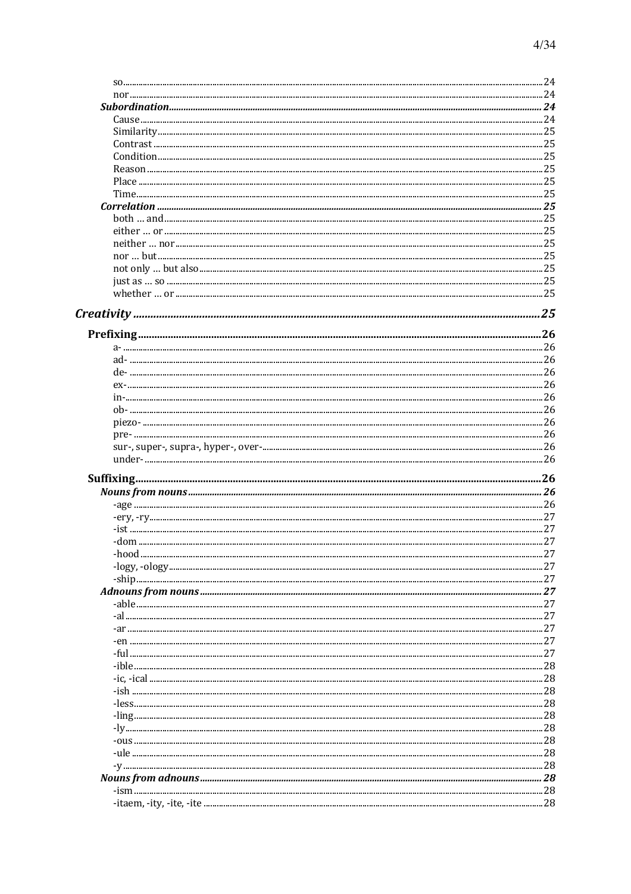so ... 24
nor ... 24
***Subordination*** ... 24
Cause ... 24
Similarity ... 25
Contrast ... 25
Condition ... 25
Reason ... 25
Place ... 25
Time ... 25
***Correlation*** ... 25
both … and ... 25
either … or ... 25
neither … nor ... 25
nor … but ... 25
not only … but also ... 25
just as … so ... 25
whether … or ... 25

***Creativity*** ... 25

**Prefixing** ... 26
a- ... 26
ad- ... 26
de- ... 26
ex- ... 26
in- ... 26
ob- ... 26
piezo- ... 26
pre- ... 26
sur-, super-, supra-, hyper-, over- ... 26
under- ... 26

**Suffixing** ... 26
***Nouns from nouns*** ... 26
-age ... 26
-ery, -ry ... 27
-ist ... 27
-dom ... 27
-hood ... 27
-logy, -ology ... 27
-ship ... 27
***Adnouns from nouns*** ... 27
-able ... 27
-al ... 27
-ar ... 27
-en ... 27
-ful ... 27
-ible ... 28
-ic, -ical ... 28
-ish ... 28
-less ... 28
-ling ... 28
-ly ... 28
-ous ... 28
-ule ... 28
-y ... 28
***Nouns from adnouns*** ... 28
-ism ... 28
-itaem, -ity, -ite, -ite ... 28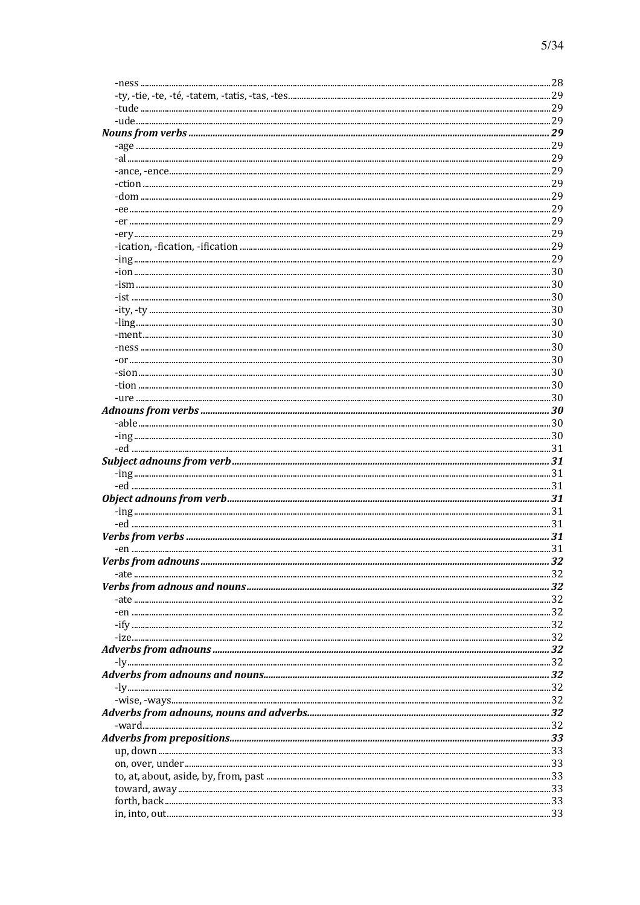- -ness ..... 28
- -ty, -tie, -te, -té, -tatem, -tatis, -tas, -tes ..... 29
- -tude ..... 29
- -ude ..... 29

***Nouns from verbs* ..... *29***

- -age ..... 29
- -al ..... 29
- -ance, -ence ..... 29
- -ction ..... 29
- -dom ..... 29
- -ee ..... 29
- -er ..... 29
- -ery ..... 29
- -ication, -fication, -ification ..... 29
- -ing ..... 29
- -ion ..... 30
- -ism ..... 30
- -ist ..... 30
- -ity, -ty ..... 30
- -ling ..... 30
- -ment ..... 30
- -ness ..... 30
- -or ..... 30
- -sion ..... 30
- -tion ..... 30
- -ure ..... 30

***Adnouns from verbs* ..... *30***

- -able ..... 30
- -ing ..... 30
- -ed ..... 31

***Subject adnouns from verb* ..... *31***

- -ing ..... 31
- -ed ..... 31

***Object adnouns from verb* ..... *31***

- -ing ..... 31
- -ed ..... 31

***Verbs from verbs* ..... *31***

- -en ..... 31

***Verbs from adnouns* ..... *32***

- -ate ..... 32

***Verbs from adnous and nouns* ..... *32***

- -ate ..... 32
- -en ..... 32
- -ify ..... 32
- -ize ..... 32

***Adverbs from adnouns* ..... *32***

- -ly ..... 32

***Adverbs from adnouns and nouns* ..... *32***

- -ly ..... 32
- -wise, -ways ..... 32

***Adverbs from adnouns, nouns and adverbs* ..... *32***

- -ward ..... 32

***Adverbs from prepositions* ..... *33***

- up, down ..... 33
- on, over, under ..... 33
- to, at, about, aside, by, from, past ..... 33
- toward, away ..... 33
- forth, back ..... 33
- in, into, out ..... 33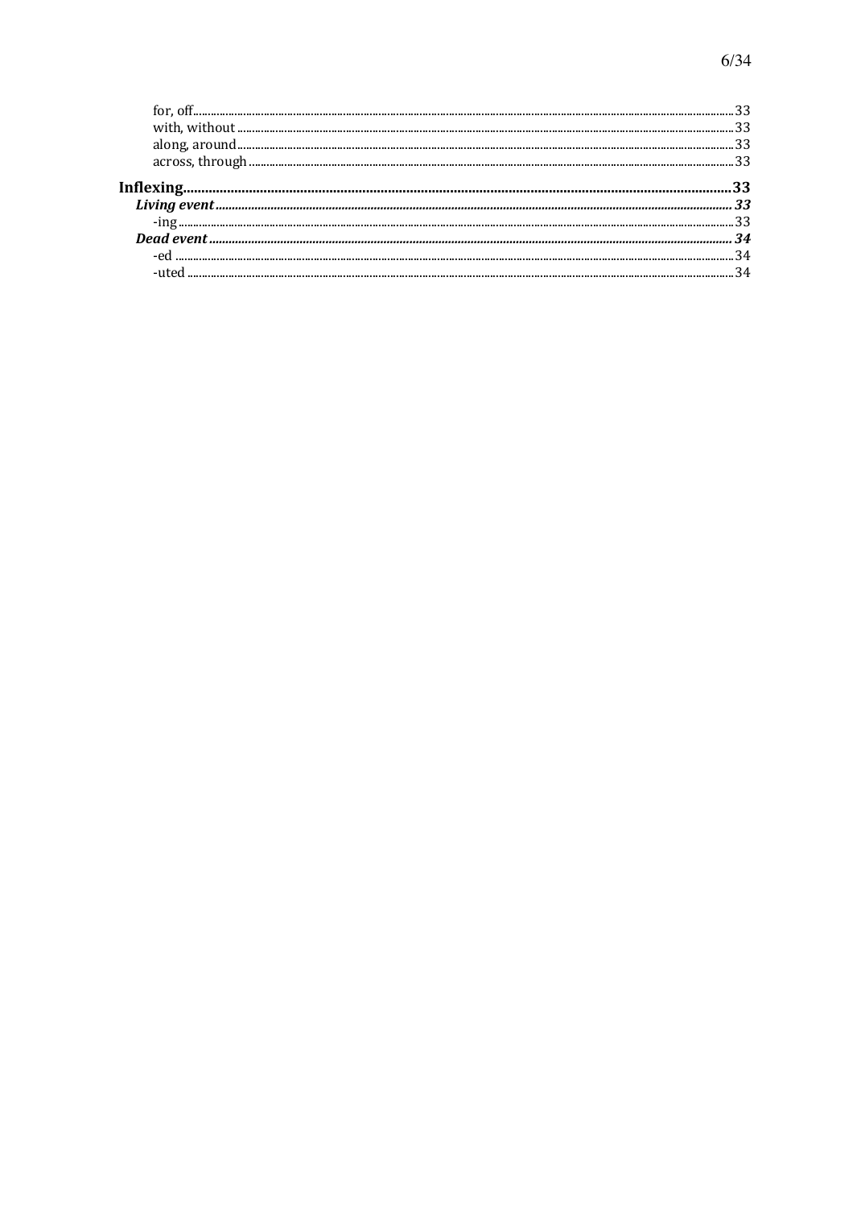for, off ........................................................................ 33
with, without ........................................................................ 33
along, around ........................................................................ 33
across, through ........................................................................ 33

**Inflexing ........................................................................ 33**

***Living event ........................................................................ 33***

-ing ........................................................................ 33

***Dead event ........................................................................ 34***

-ed ........................................................................ 34
-uted ........................................................................ 34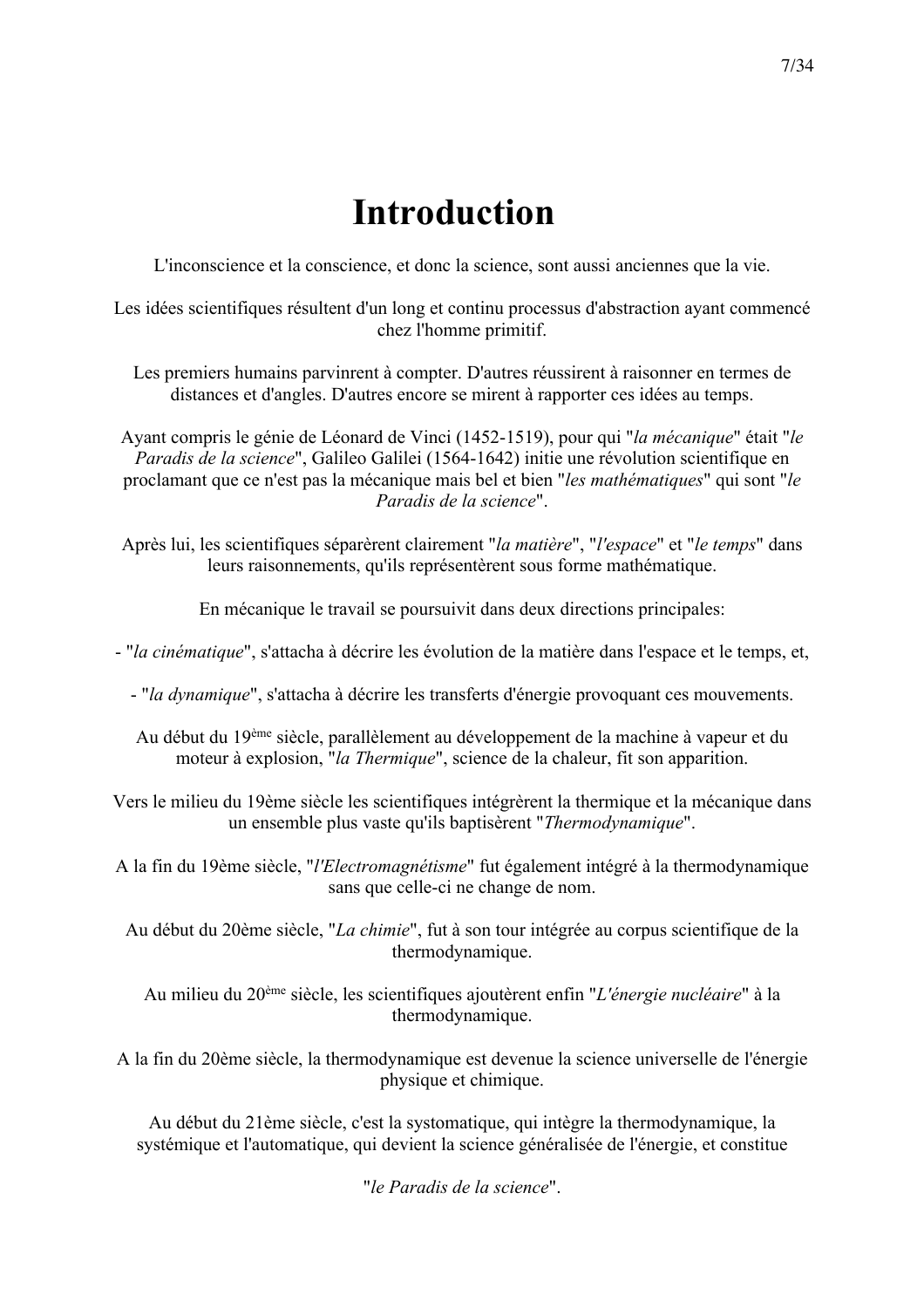# Introduction

L'inconscience et la conscience, et donc la science, sont aussi anciennes que la vie.

Les idées scientifiques résultent d'un long et continu processus d'abstraction ayant commencé chez l'homme primitif.

Les premiers humains parvinrent à compter. D'autres réussirent à raisonner en termes de distances et d'angles. D'autres encore se mirent à rapporter ces idées au temps.

Ayant compris le génie de Léonard de Vinci (1452-1519), pour qui "*la mécanique*" était "*le Paradis de la science*", Galileo Galilei (1564-1642) initie une révolution scientifique en proclamant que ce n'est pas la mécanique mais bel et bien "*les mathématiques*" qui sont "*le Paradis de la science*".

Après lui, les scientifiques séparèrent clairement "*la matière*", "*l'espace*" et "*le temps*" dans leurs raisonnements, qu'ils représentèrent sous forme mathématique.

En mécanique le travail se poursuivit dans deux directions principales:

- "*la cinématique*", s'attacha à décrire les évolution de la matière dans l'espace et le temps, et,

- "*la dynamique*", s'attacha à décrire les transferts d'énergie provoquant ces mouvements.

Au début du 19ème siècle, parallèlement au développement de la machine à vapeur et du moteur à explosion, "*la Thermique*", science de la chaleur, fit son apparition.

Vers le milieu du 19ème siècle les scientifiques intégrèrent la thermique et la mécanique dans un ensemble plus vaste qu'ils baptisèrent "*Thermodynamique*".

A la fin du 19ème siècle, "*l'Electromagnétisme*" fut également intégré à la thermodynamique sans que celle-ci ne change de nom.

Au début du 20ème siècle, "*La chimie*", fut à son tour intégrée au corpus scientifique de la thermodynamique.

Au milieu du 20ème siècle, les scientifiques ajoutèrent enfin "*L'énergie nucléaire*" à la thermodynamique.

A la fin du 20ème siècle, la thermodynamique est devenue la science universelle de l'énergie physique et chimique.

Au début du 21ème siècle, c'est la systomatique, qui intègre la thermodynamique, la systémique et l'automatique, qui devient la science généralisée de l'énergie, et constitue

"*le Paradis de la science*".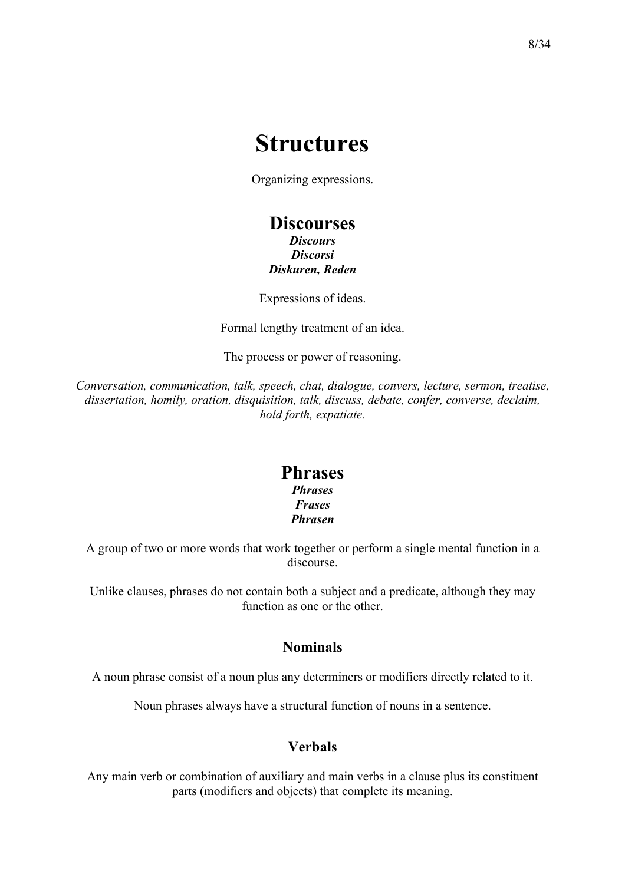# Structures

Organizing expressions.

## Discourses

***Discours***
***Discorsi***
***Diskuren, Reden***

Expressions of ideas.

Formal lengthy treatment of an idea.

The process or power of reasoning.

*Conversation, communication, talk, speech, chat, dialogue, convers, lecture, sermon, treatise, dissertation, homily, oration, disquisition, talk, discuss, debate, confer, converse, declaim, hold forth, expatiate.*

## Phrases

***Phrases***
***Frases***
***Phrasen***

A group of two or more words that work together or perform a single mental function in a discourse.

Unlike clauses, phrases do not contain both a subject and a predicate, although they may function as one or the other.

### Nominals

A noun phrase consist of a noun plus any determiners or modifiers directly related to it.

Noun phrases always have a structural function of nouns in a sentence.

### Verbals

Any main verb or combination of auxiliary and main verbs in a clause plus its constituent parts (modifiers and objects) that complete its meaning.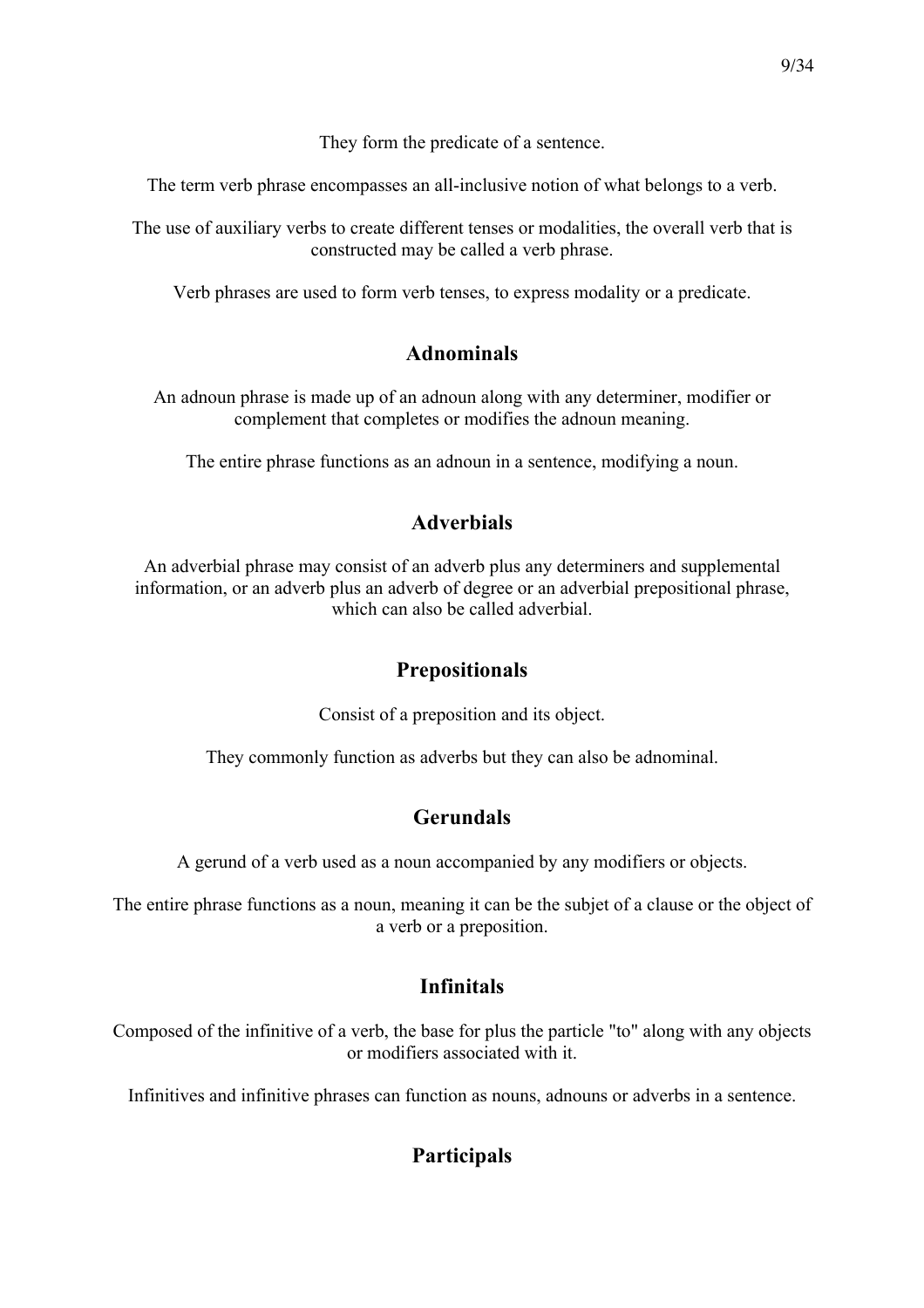They form the predicate of a sentence.

The term verb phrase encompasses an all-inclusive notion of what belongs to a verb.

The use of auxiliary verbs to create different tenses or modalities, the overall verb that is constructed may be called a verb phrase.

Verb phrases are used to form verb tenses, to express modality or a predicate.

### Adnominals

An adnoun phrase is made up of an adnoun along with any determiner, modifier or complement that completes or modifies the adnoun meaning.

The entire phrase functions as an adnoun in a sentence, modifying a noun.

### Adverbials

An adverbial phrase may consist of an adverb plus any determiners and supplemental information, or an adverb plus an adverb of degree or an adverbial prepositional phrase, which can also be called adverbial.

### Prepositionals

Consist of a preposition and its object.

They commonly function as adverbs but they can also be adnominal.

### Gerundals

A gerund of a verb used as a noun accompanied by any modifiers or objects.

The entire phrase functions as a noun, meaning it can be the subjet of a clause or the object of a verb or a preposition.

### Infinitals

Composed of the infinitive of a verb, the base for plus the particle "to" along with any objects or modifiers associated with it.

Infinitives and infinitive phrases can function as nouns, adnouns or adverbs in a sentence.

### Participals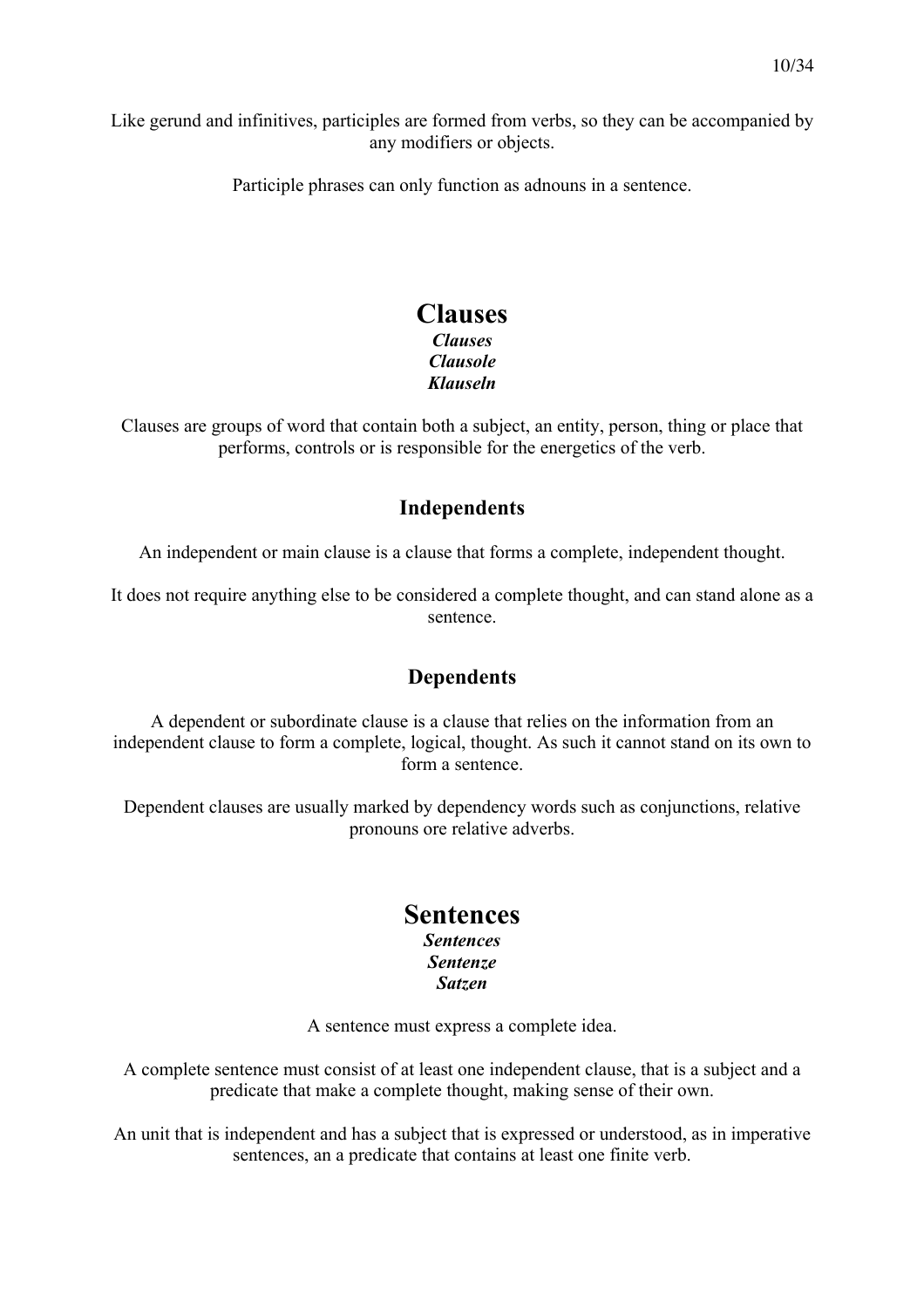Like gerund and infinitives, participles are formed from verbs, so they can be accompanied by any modifiers or objects.

Participle phrases can only function as adnouns in a sentence.

# Clauses

***Clauses***
***Clausole***
***Klauseln***

Clauses are groups of word that contain both a subject, an entity, person, thing or place that performs, controls or is responsible for the energetics of the verb.

### Independents

An independent or main clause is a clause that forms a complete, independent thought.

It does not require anything else to be considered a complete thought, and can stand alone as a sentence.

### Dependents

A dependent or subordinate clause is a clause that relies on the information from an independent clause to form a complete, logical, thought. As such it cannot stand on its own to form a sentence.

Dependent clauses are usually marked by dependency words such as conjunctions, relative pronouns ore relative adverbs.

# Sentences

***Sentences***
***Sentenze***
***Satzen***

A sentence must express a complete idea.

A complete sentence must consist of at least one independent clause, that is a subject and a predicate that make a complete thought, making sense of their own.

An unit that is independent and has a subject that is expressed or understood, as in imperative sentences, an a predicate that contains at least one finite verb.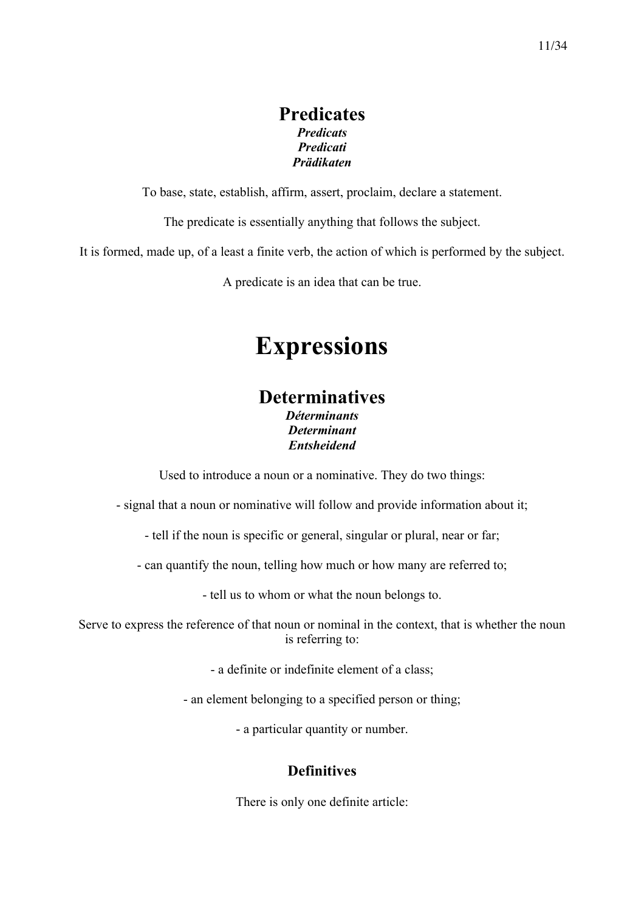## Predicates

***Predicats***
***Predicati***
***Prädikaten***

To base, state, establish, affirm, assert, proclaim, declare a statement.

The predicate is essentially anything that follows the subject.

It is formed, made up, of a least a finite verb, the action of which is performed by the subject.

A predicate is an idea that can be true.

# Expressions

## Determinatives

***Déterminants***
***Determinant***
***Entsheidend***

Used to introduce a noun or a nominative. They do two things:

- signal that a noun or nominative will follow and provide information about it;

- tell if the noun is specific or general, singular or plural, near or far;

- can quantify the noun, telling how much or how many are referred to;

- tell us to whom or what the noun belongs to.

Serve to express the reference of that noun or nominal in the context, that is whether the noun is referring to:

- a definite or indefinite element of a class;

- an element belonging to a specified person or thing;

- a particular quantity or number.

### Definitives

There is only one definite article: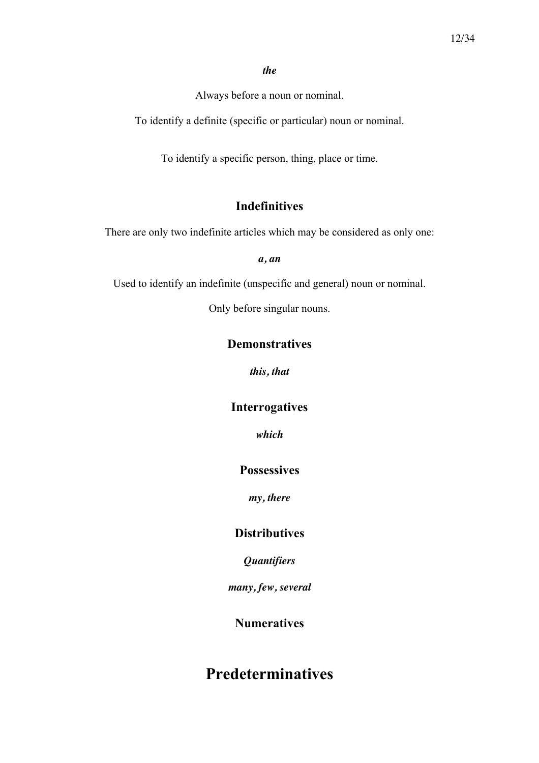***the***

Always before a noun or nominal.

To identify a definite (specific or particular) noun or nominal.

To identify a specific person, thing, place or time.

### Indefinitives

There are only two indefinite articles which may be considered as only one:

***a, an***

Used to identify an indefinite (unspecific and general) noun or nominal.

Only before singular nouns.

### Demonstratives

***this, that***

### Interrogatives

***which***

### Possessives

***my, there***

### Distributives

***Quantifiers***

***many, few, several***

### Numeratives

## Predeterminatives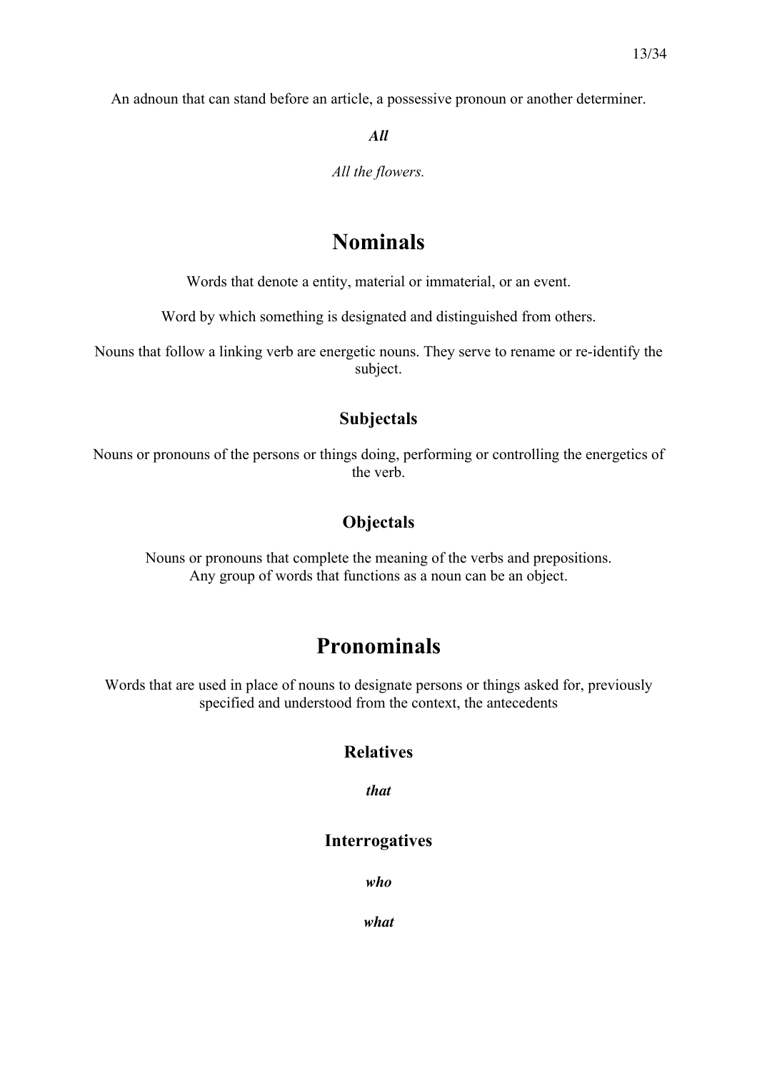An adnoun that can stand before an article, a possessive pronoun or another determiner.

***All***

*All the flowers.*

# Nominals

Words that denote a entity, material or immaterial, or an event.

Word by which something is designated and distinguished from others.

Nouns that follow a linking verb are energetic nouns. They serve to rename or re-identify the subject.

## Subjectals

Nouns or pronouns of the persons or things doing, performing or controlling the energetics of the verb.

## Objectals

Nouns or pronouns that complete the meaning of the verbs and prepositions.
Any group of words that functions as a noun can be an object.

# Pronominals

Words that are used in place of nouns to designate persons or things asked for, previously specified and understood from the context, the antecedents

## Relatives

***that***

## Interrogatives

***who***

***what***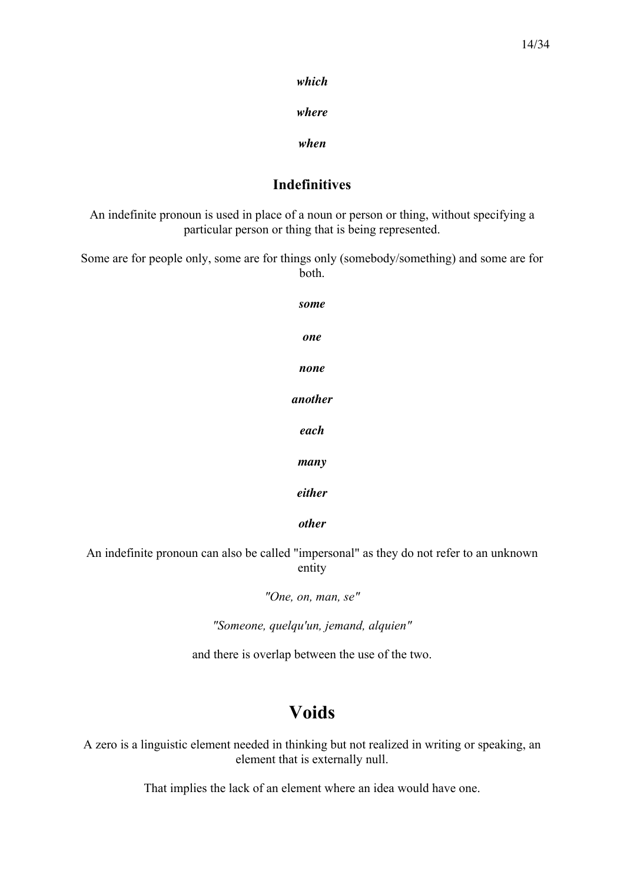***which***

***where***

***when***

### Indefinitives

An indefinite pronoun is used in place of a noun or person or thing, without specifying a particular person or thing that is being represented.

Some are for people only, some are for things only (somebody/something) and some are for both.

***some***

***one***

***none***

***another***

***each***

***many***

***either***

***other***

An indefinite pronoun can also be called "impersonal" as they do not refer to an unknown entity

*"One, on, man, se"*

*"Someone, quelqu'un, jemand, alquien"*

and there is overlap between the use of the two.

## Voids

A zero is a linguistic element needed in thinking but not realized in writing or speaking, an element that is externally null.

That implies the lack of an element where an idea would have one.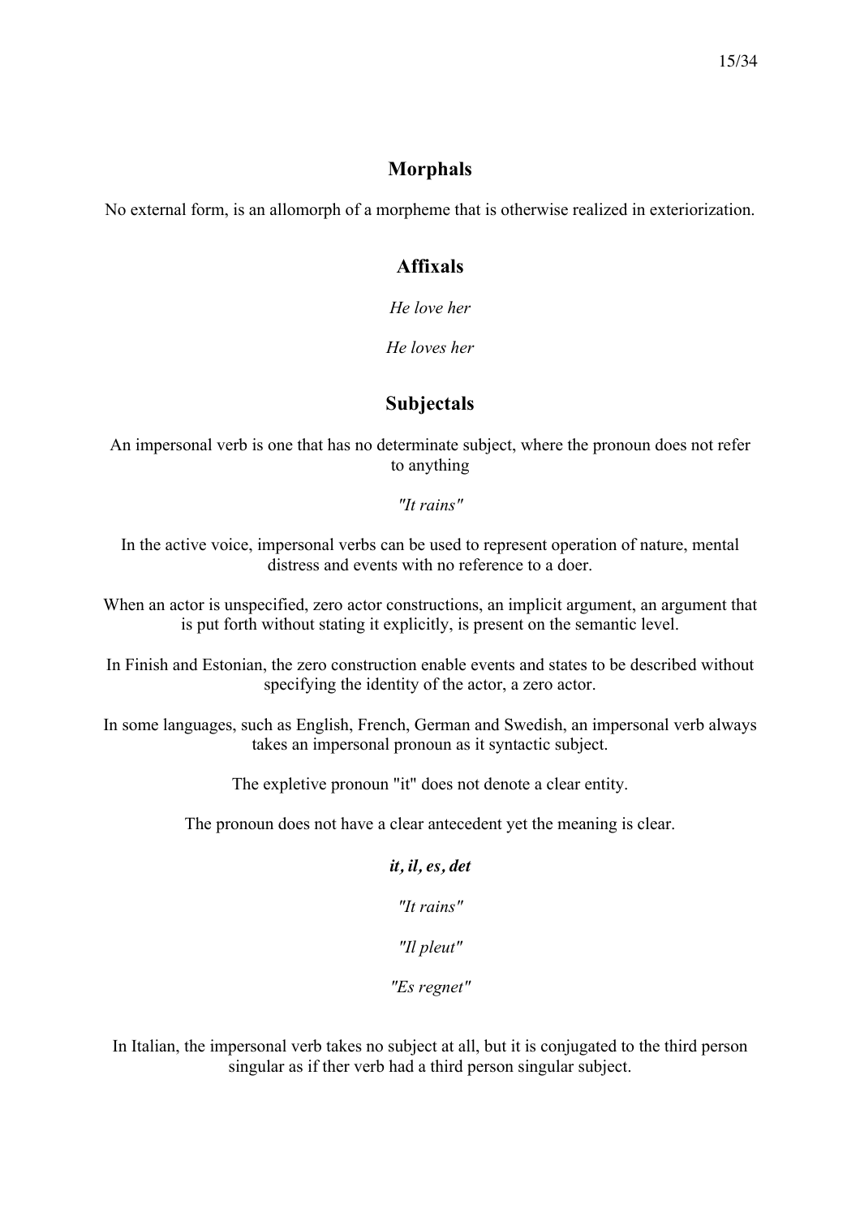## Morphals

No external form, is an allomorph of a morpheme that is otherwise realized in exteriorization.

## Affixals

*He love her*

*He loves her*

## Subjectals

An impersonal verb is one that has no determinate subject, where the pronoun does not refer to anything

*"It rains"*

In the active voice, impersonal verbs can be used to represent operation of nature, mental distress and events with no reference to a doer.

When an actor is unspecified, zero actor constructions, an implicit argument, an argument that is put forth without stating it explicitly, is present on the semantic level.

In Finish and Estonian, the zero construction enable events and states to be described without specifying the identity of the actor, a zero actor.

In some languages, such as English, French, German and Swedish, an impersonal verb always takes an impersonal pronoun as it syntactic subject.

The expletive pronoun "it" does not denote a clear entity.

The pronoun does not have a clear antecedent yet the meaning is clear.

***it, il, es, det***

*"It rains"*

*"Il pleut"*

*"Es regnet"*

In Italian, the impersonal verb takes no subject at all, but it is conjugated to the third person singular as if ther verb had a third person singular subject.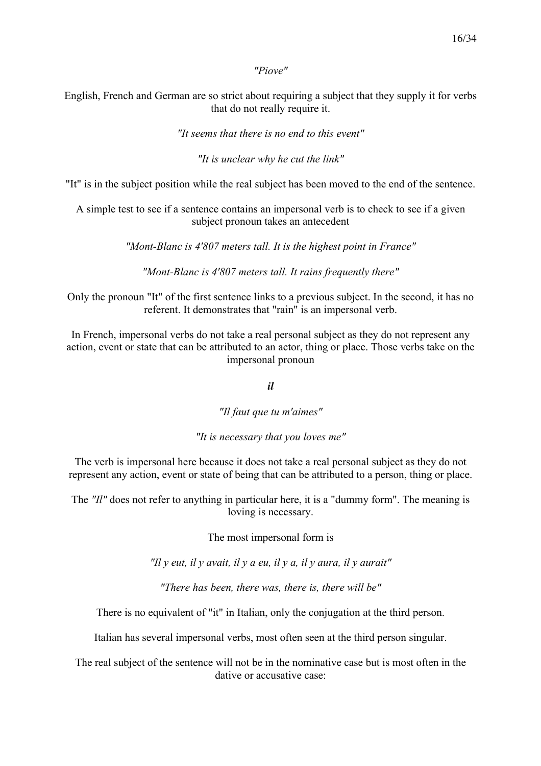*"Piove"*

English, French and German are so strict about requiring a subject that they supply it for verbs that do not really require it.

*"It seems that there is no end to this event"*

*"It is unclear why he cut the link"*

"It" is in the subject position while the real subject has been moved to the end of the sentence.

A simple test to see if a sentence contains an impersonal verb is to check to see if a given subject pronoun takes an antecedent

*"Mont-Blanc is 4'807 meters tall. It is the highest point in France"*

*"Mont-Blanc is 4'807 meters tall. It rains frequently there"*

Only the pronoun "It" of the first sentence links to a previous subject. In the second, it has no referent. It demonstrates that "rain" is an impersonal verb.

In French, impersonal verbs do not take a real personal subject as they do not represent any action, event or state that can be attributed to an actor, thing or place. Those verbs take on the impersonal pronoun

***il***

*"Il faut que tu m'aimes"*

*"It is necessary that you loves me"*

The verb is impersonal here because it does not take a real personal subject as they do not represent any action, event or state of being that can be attributed to a person, thing or place.

The *"Il"* does not refer to anything in particular here, it is a "dummy form". The meaning is loving is necessary.

The most impersonal form is

*"Il y eut, il y avait, il y a eu, il y a, il y aura, il y aurait"*

*"There has been, there was, there is, there will be"*

There is no equivalent of "it" in Italian, only the conjugation at the third person.

Italian has several impersonal verbs, most often seen at the third person singular.

The real subject of the sentence will not be in the nominative case but is most often in the dative or accusative case: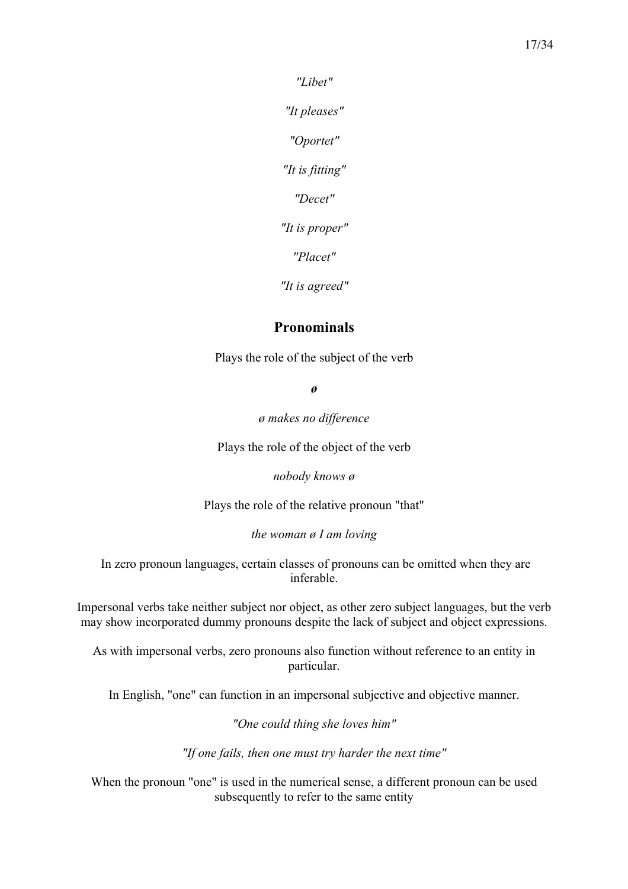*"Libet"*

*"It pleases"*

*"Oportet"*

*"It is fitting"*

*"Decet"*

*"It is proper"*

*"Placet"*

*"It is agreed"*

## Pronominals

Plays the role of the subject of the verb

***ø***

*ø makes no difference*

Plays the role of the object of the verb

*nobody knows ø*

Plays the role of the relative pronoun "that"

*the woman ø I am loving*

In zero pronoun languages, certain classes of pronouns can be omitted when they are inferable.

Impersonal verbs take neither subject nor object, as other zero subject languages, but the verb may show incorporated dummy pronouns despite the lack of subject and object expressions.

As with impersonal verbs, zero pronouns also function without reference to an entity in particular.

In English, "one" can function in an impersonal subjective and objective manner.

*"One could thing she loves him"*

*"If one fails, then one must try harder the next time"*

When the pronoun "one" is used in the numerical sense, a different pronoun can be used subsequently to refer to the same entity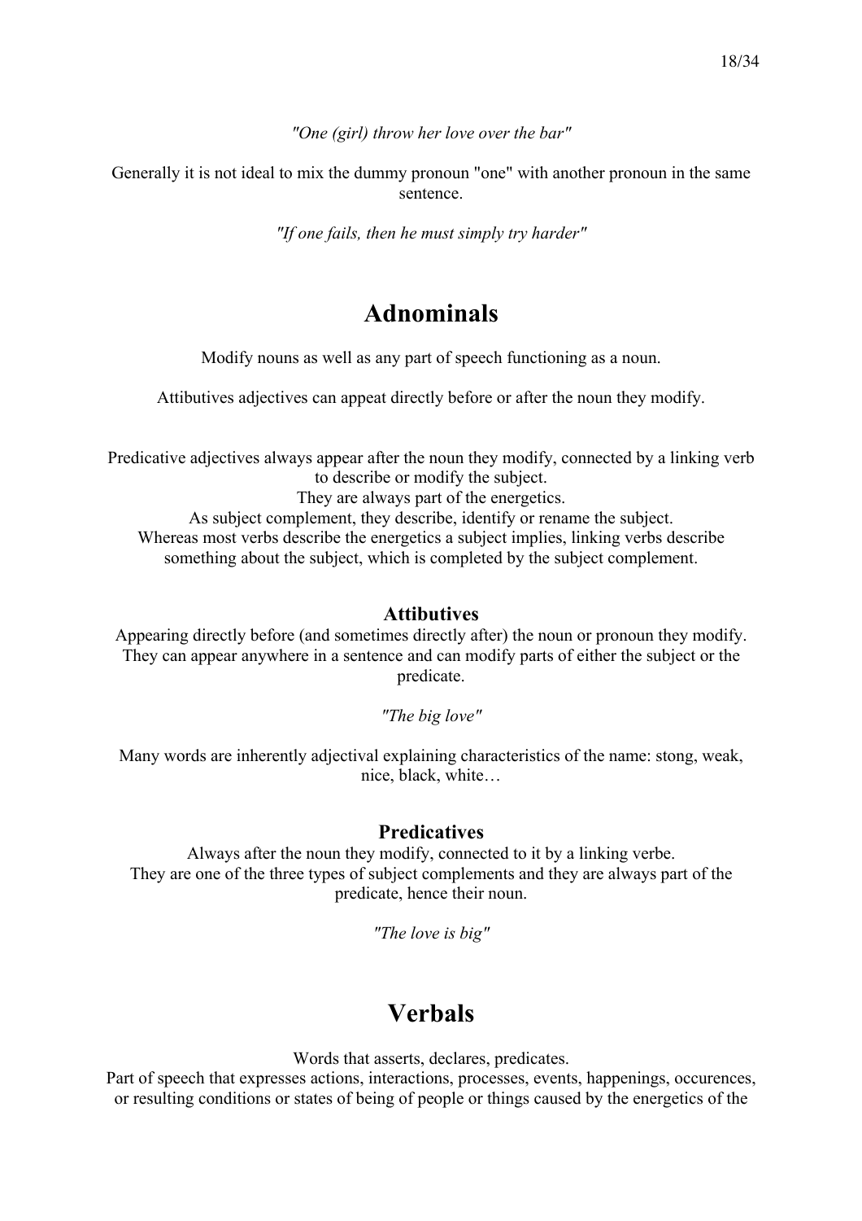*"One (girl) throw her love over the bar"*

Generally it is not ideal to mix the dummy pronoun "one" with another pronoun in the same sentence.

*"If one fails, then he must simply try harder"*

# Adnominals

Modify nouns as well as any part of speech functioning as a noun.

Attibutives adjectives can appeat directly before or after the noun they modify.

Predicative adjectives always appear after the noun they modify, connected by a linking verb to describe or modify the subject.
They are always part of the energetics.
As subject complement, they describe, identify or rename the subject.
Whereas most verbs describe the energetics a subject implies, linking verbs describe something about the subject, which is completed by the subject complement.

### Attibutives

Appearing directly before (and sometimes directly after) the noun or pronoun they modify. They can appear anywhere in a sentence and can modify parts of either the subject or the predicate.

*"The big love"*

Many words are inherently adjectival explaining characteristics of the name: stong, weak, nice, black, white…

### Predicatives

Always after the noun they modify, connected to it by a linking verbe.
They are one of the three types of subject complements and they are always part of the predicate, hence their noun.

*"The love is big"*

# Verbals

Words that asserts, declares, predicates.
Part of speech that expresses actions, interactions, processes, events, happenings, occurences, or resulting conditions or states of being of people or things caused by the energetics of the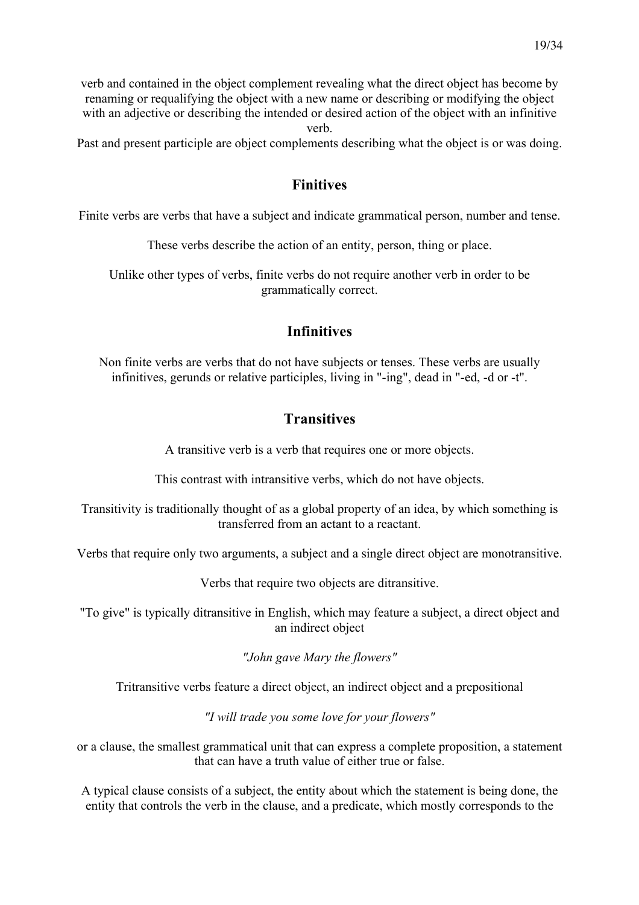verb and contained in the object complement revealing what the direct object has become by renaming or requalifying the object with a new name or describing or modifying the object with an adjective or describing the intended or desired action of the object with an infinitive verb.

Past and present participle are object complements describing what the object is or was doing.

## Finitives

Finite verbs are verbs that have a subject and indicate grammatical person, number and tense.

These verbs describe the action of an entity, person, thing or place.

Unlike other types of verbs, finite verbs do not require another verb in order to be grammatically correct.

## Infinitives

Non finite verbs are verbs that do not have subjects or tenses. These verbs are usually infinitives, gerunds or relative participles, living in "-ing", dead in "-ed, -d or -t".

## Transitives

A transitive verb is a verb that requires one or more objects.

This contrast with intransitive verbs, which do not have objects.

Transitivity is traditionally thought of as a global property of an idea, by which something is transferred from an actant to a reactant.

Verbs that require only two arguments, a subject and a single direct object are monotransitive.

Verbs that require two objects are ditransitive.

"To give" is typically ditransitive in English, which may feature a subject, a direct object and an indirect object

*"John gave Mary the flowers"*

Tritransitive verbs feature a direct object, an indirect object and a prepositional

*"I will trade you some love for your flowers"*

or a clause, the smallest grammatical unit that can express a complete proposition, a statement that can have a truth value of either true or false.

A typical clause consists of a subject, the entity about which the statement is being done, the entity that controls the verb in the clause, and a predicate, which mostly corresponds to the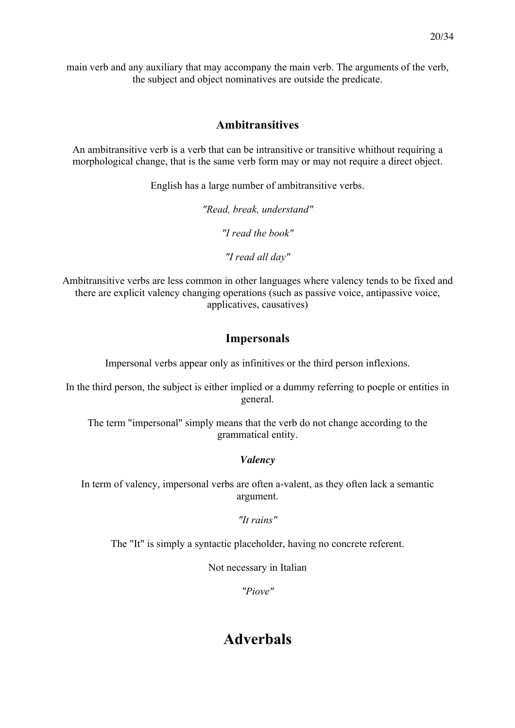main verb and any auxiliary that may accompany the main verb. The arguments of the verb, the subject and object nominatives are outside the predicate.

### Ambitransitives

An ambitransitive verb is a verb that can be intransitive or transitive whithout requiring a morphological change, that is the same verb form may or may not require a direct object.

English has a large number of ambitransitive verbs.

*"Read, break, understand"*

*"I read the book"*

*"I read all day"*

Ambitransitive verbs are less common in other languages where valency tends to be fixed and there are explicit valency changing operations (such as passive voice, antipassive voice, applicatives, causatives)

### Impersonals

Impersonal verbs appear only as infinitives or the third person inflexions.

In the third person, the subject is either implied or a dummy referring to poeple or entities in general.

The term "impersonal" simply means that the verb do not change according to the grammatical entity.

#### *Valency*

In term of valency, impersonal verbs are often a-valent, as they often lack a semantic argument.

*"It rains"*

The "It" is simply a syntactic placeholder, having no concrete referent.

Not necessary in Italian

*"Piove"*

# Adverbals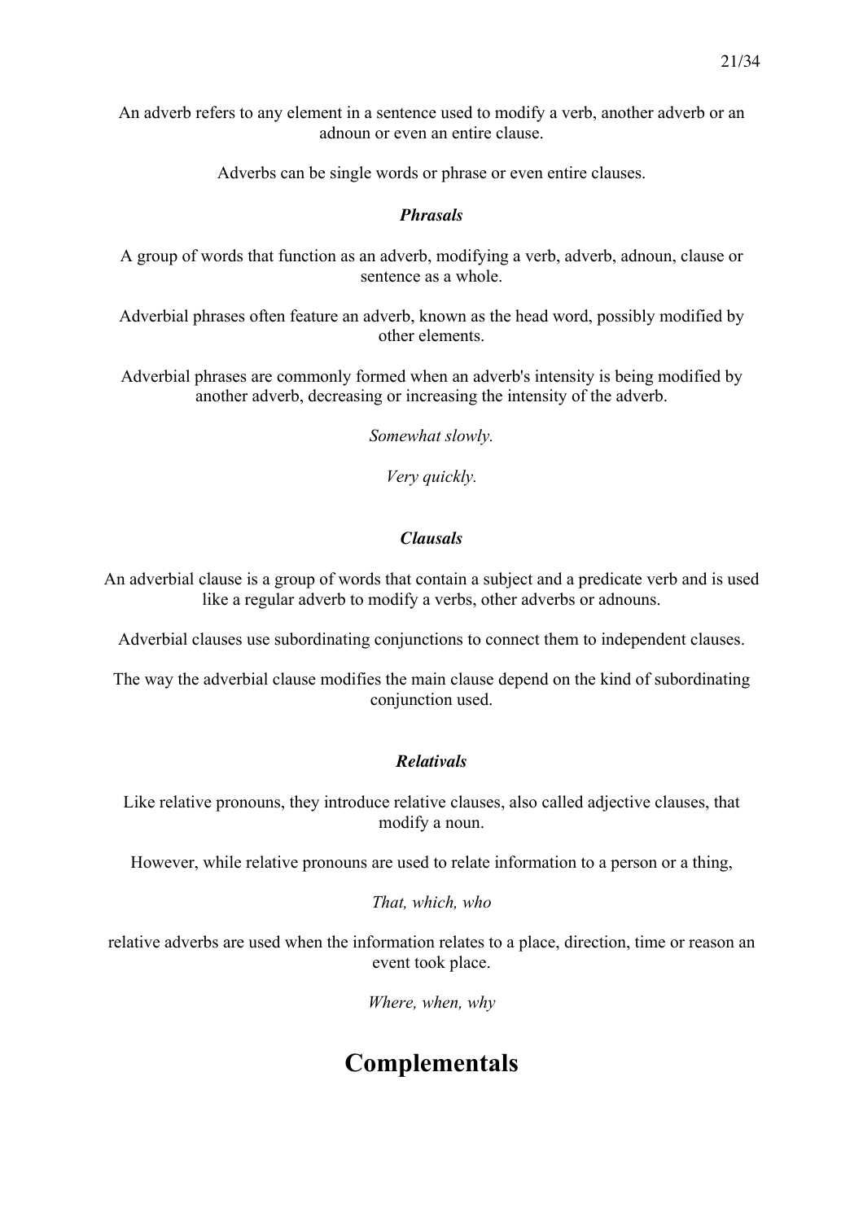An adverb refers to any element in a sentence used to modify a verb, another adverb or an adnoun or even an entire clause.

Adverbs can be single words or phrase or even entire clauses.

***Phrasals***

A group of words that function as an adverb, modifying a verb, adverb, adnoun, clause or sentence as a whole.

Adverbial phrases often feature an adverb, known as the head word, possibly modified by other elements.

Adverbial phrases are commonly formed when an adverb's intensity is being modified by another adverb, decreasing or increasing the intensity of the adverb.

*Somewhat slowly.*

*Very quickly.*

***Clausals***

An adverbial clause is a group of words that contain a subject and a predicate verb and is used like a regular adverb to modify a verbs, other adverbs or adnouns.

Adverbial clauses use subordinating conjunctions to connect them to independent clauses.

The way the adverbial clause modifies the main clause depend on the kind of subordinating conjunction used.

***Relativals***

Like relative pronouns, they introduce relative clauses, also called adjective clauses, that modify a noun.

However, while relative pronouns are used to relate information to a person or a thing,

*That, which, who*

relative adverbs are used when the information relates to a place, direction, time or reason an event took place.

*Where, when, why*

# Complementals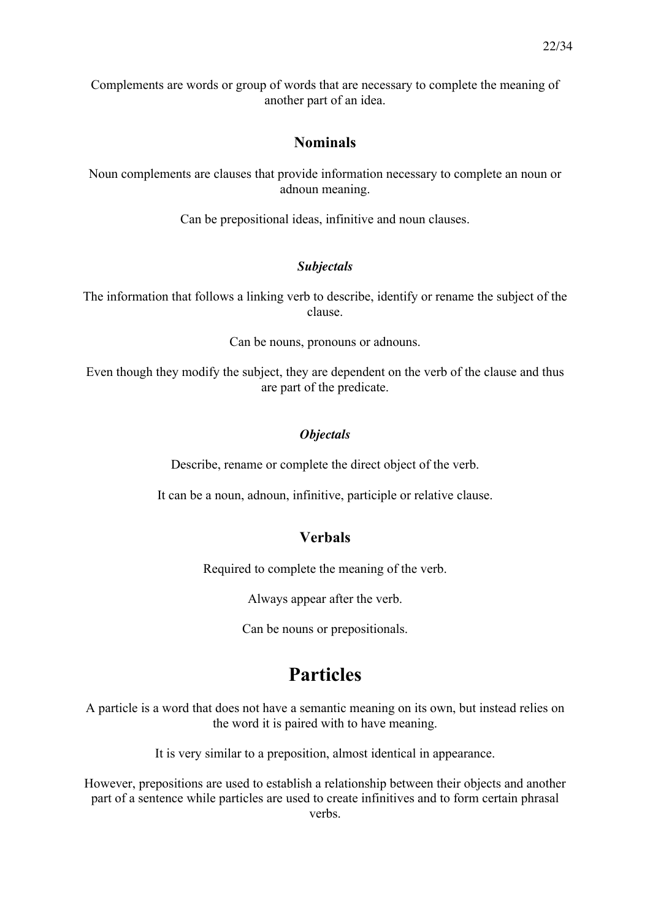Complements are words or group of words that are necessary to complete the meaning of another part of an idea.

### Nominals

Noun complements are clauses that provide information necessary to complete an noun or adnoun meaning.

Can be prepositional ideas, infinitive and noun clauses.

#### *Subjectals*

The information that follows a linking verb to describe, identify or rename the subject of the clause.

Can be nouns, pronouns or adnouns.

Even though they modify the subject, they are dependent on the verb of the clause and thus are part of the predicate.

#### *Objectals*

Describe, rename or complete the direct object of the verb.

It can be a noun, adnoun, infinitive, participle or relative clause.

### Verbals

Required to complete the meaning of the verb.

Always appear after the verb.

Can be nouns or prepositionals.

## Particles

A particle is a word that does not have a semantic meaning on its own, but instead relies on the word it is paired with to have meaning.

It is very similar to a preposition, almost identical in appearance.

However, prepositions are used to establish a relationship between their objects and another part of a sentence while particles are used to create infinitives and to form certain phrasal verbs.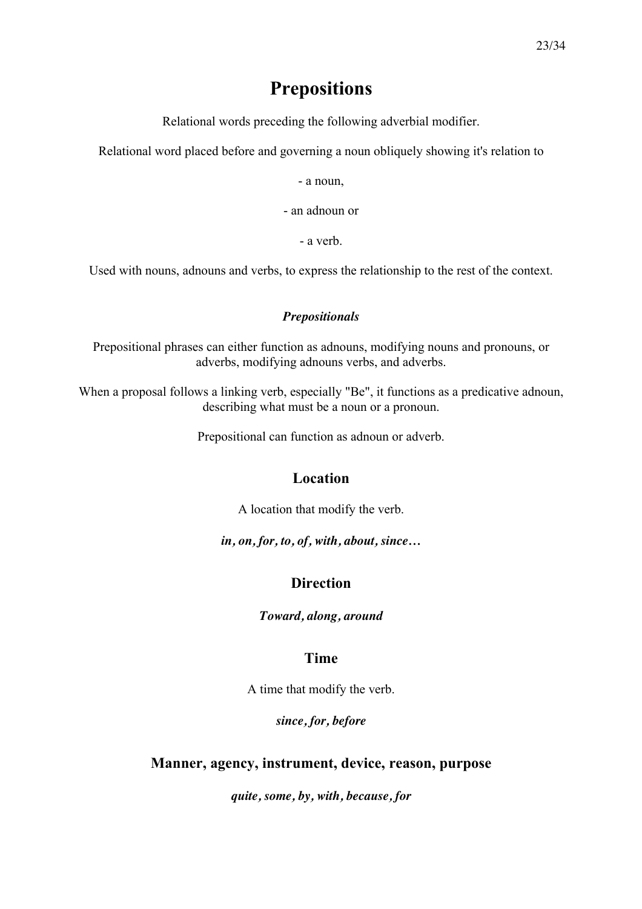# Prepositions

Relational words preceding the following adverbial modifier.

Relational word placed before and governing a noun obliquely showing it's relation to

- a noun,
- an adnoun or
- a verb.

Used with nouns, adnouns and verbs, to express the relationship to the rest of the context.

### *Prepositionals*

Prepositional phrases can either function as adnouns, modifying nouns and pronouns, or adverbs, modifying adnouns verbs, and adverbs.

When a proposal follows a linking verb, especially "Be", it functions as a predicative adnoun, describing what must be a noun or a pronoun.

Prepositional can function as adnoun or adverb.

## Location

A location that modify the verb.

***in, on, for, to, of, with, about, since…***

## Direction

***Toward, along, around***

## Time

A time that modify the verb.

***since, for, before***

## Manner, agency, instrument, device, reason, purpose

***quite, some, by, with, because, for***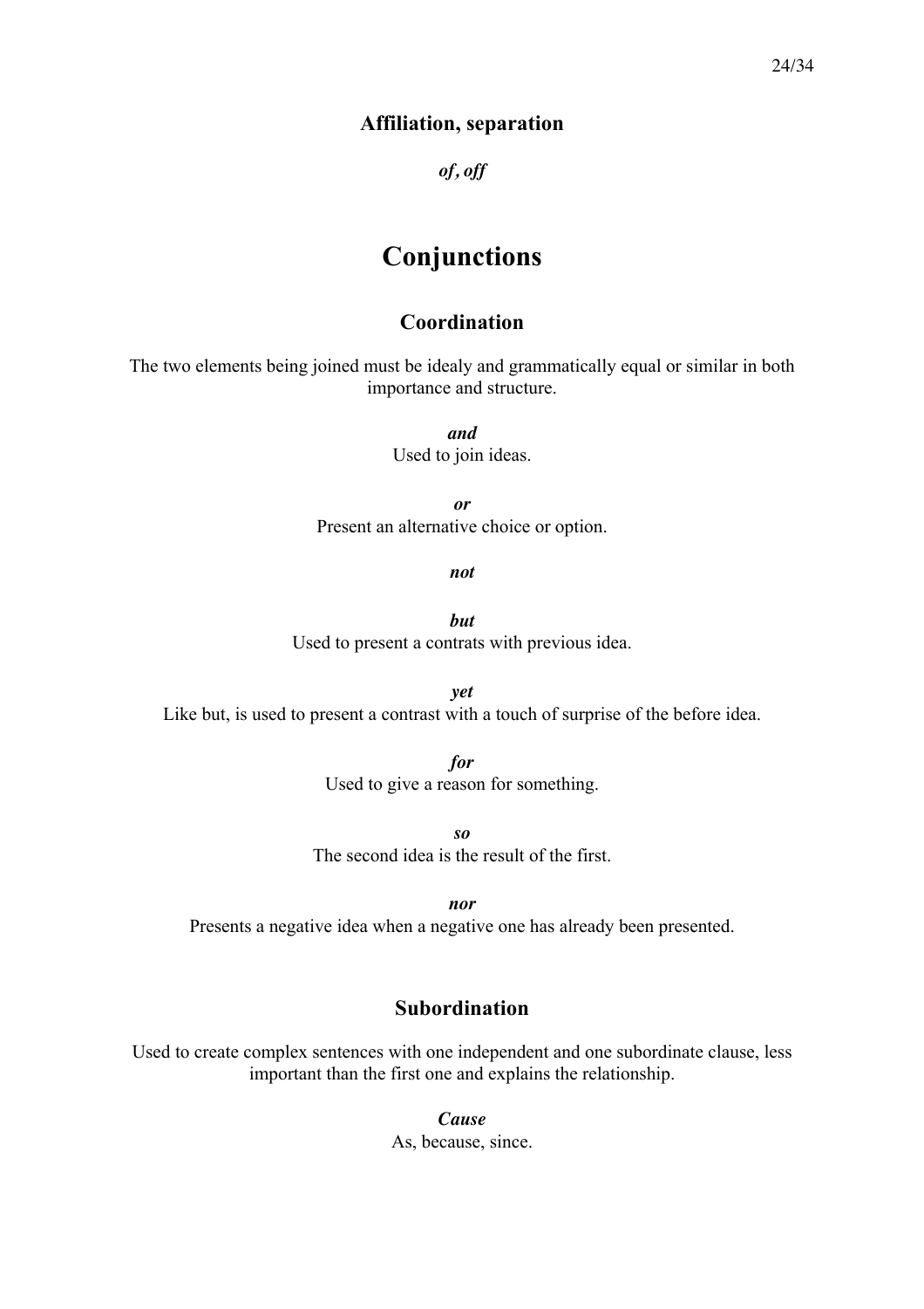### Affiliation, separation

***of, off***

# Conjunctions

### Coordination

The two elements being joined must be idealy and grammatically equal or similar in both importance and structure.

***and***
Used to join ideas.

***or***
Present an alternative choice or option.

***not***

***but***
Used to present a contrats with previous idea.

***yet***
Like but, is used to present a contrast with a touch of surprise of the before idea.

***for***
Used to give a reason for something.

***so***
The second idea is the result of the first.

***nor***
Presents a negative idea when a negative one has already been presented.

### Subordination

Used to create complex sentences with one independent and one subordinate clause, less important than the first one and explains the relationship.

***Cause***
As, because, since.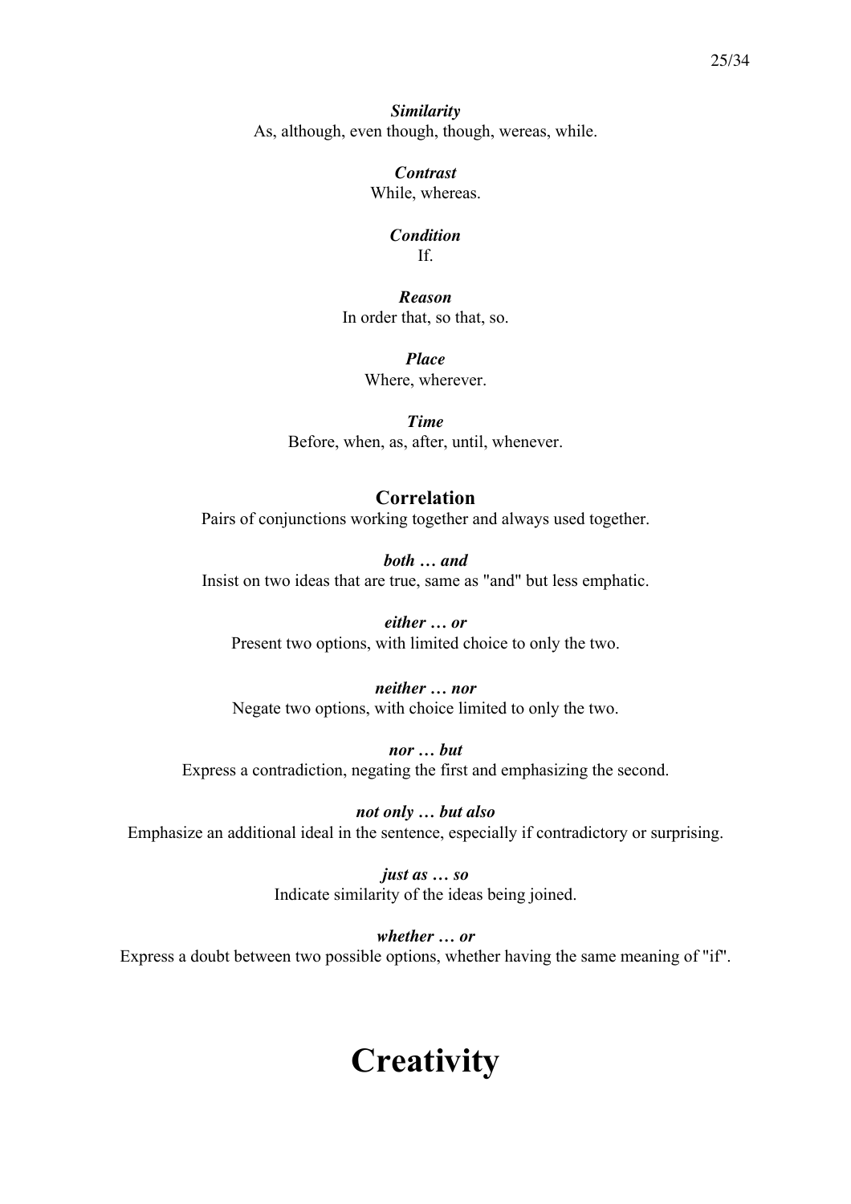***Similarity***
As, although, even though, though, wereas, while.

***Contrast***
While, whereas.

***Condition***
If.

***Reason***
In order that, so that, so.

***Place***
Where, wherever.

***Time***
Before, when, as, after, until, whenever.

## Correlation

Pairs of conjunctions working together and always used together.

***both … and***
Insist on two ideas that are true, same as "and" but less emphatic.

***either … or***
Present two options, with limited choice to only the two.

***neither … nor***
Negate two options, with choice limited to only the two.

***nor … but***
Express a contradiction, negating the first and emphasizing the second.

***not only … but also***
Emphasize an additional ideal in the sentence, especially if contradictory or surprising.

***just as … so***
Indicate similarity of the ideas being joined.

***whether … or***
Express a doubt between two possible options, whether having the same meaning of "if".

# Creativity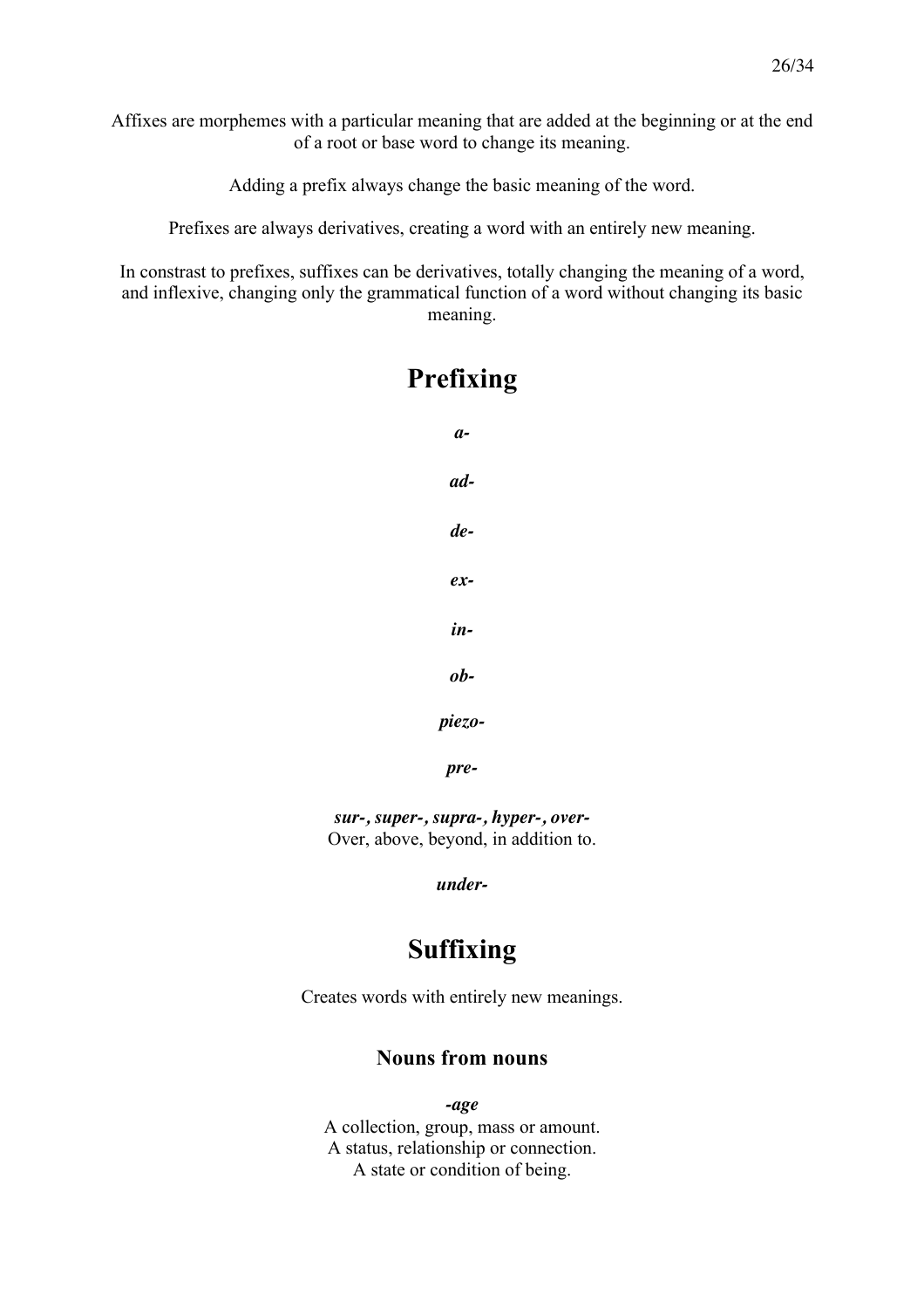Affixes are morphemes with a particular meaning that are added at the beginning or at the end of a root or base word to change its meaning.

Adding a prefix always change the basic meaning of the word.

Prefixes are always derivatives, creating a word with an entirely new meaning.

In constrast to prefixes, suffixes can be derivatives, totally changing the meaning of a word, and inflexive, changing only the grammatical function of a word without changing its basic meaning.

# Prefixing

***a-***

***ad-***

***de-***

***ex-***

***in-***

***ob-***

***piezo-***

***pre-***

***sur-, super-, supra-, hyper-, over-***
Over, above, beyond, in addition to.

***under-***

# Suffixing

Creates words with entirely new meanings.

## Nouns from nouns

***-age***
A collection, group, mass or amount.
A status, relationship or connection.
A state or condition of being.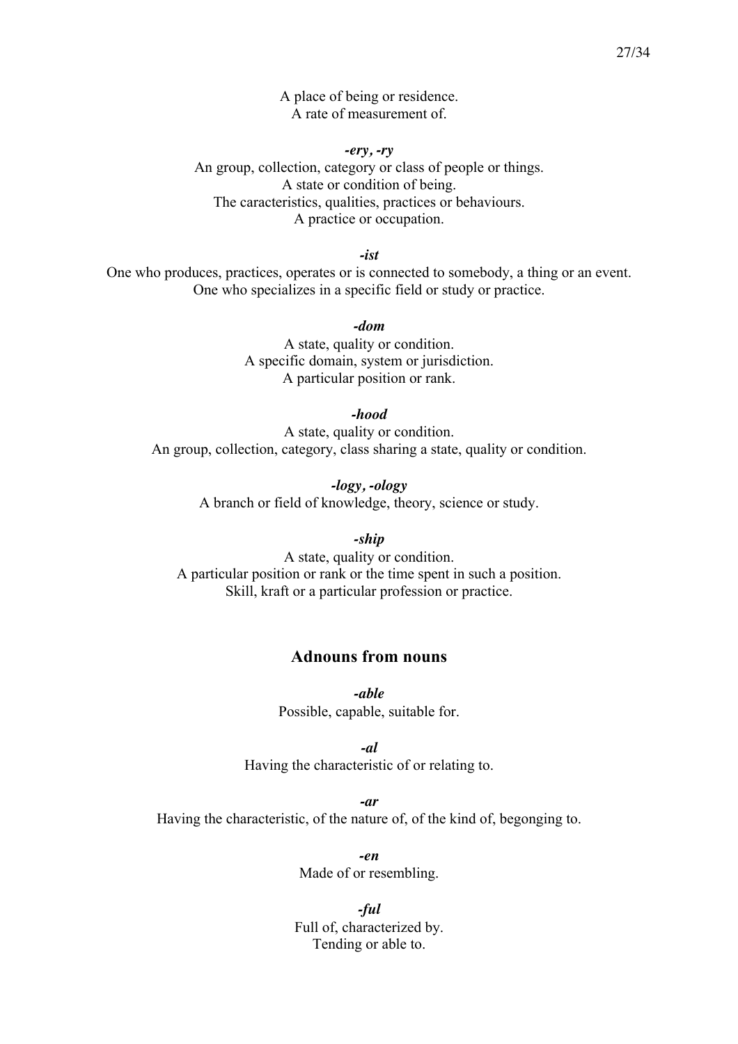A place of being or residence.
A rate of measurement of.

***-ery, -ry***

An group, collection, category or class of people or things.
A state or condition of being.
The caracteristics, qualities, practices or behaviours.
A practice or occupation.

***-ist***

One who produces, practices, operates or is connected to somebody, a thing or an event.
One who specializes in a specific field or study or practice.

***-dom***

A state, quality or condition.
A specific domain, system or jurisdiction.
A particular position or rank.

***-hood***

A state, quality or condition.
An group, collection, category, class sharing a state, quality or condition.

***-logy, -ology***

A branch or field of knowledge, theory, science or study.

***-ship***

A state, quality or condition.
A particular position or rank or the time spent in such a position.
Skill, kraft or a particular profession or practice.

## Adnouns from nouns

***-able***

Possible, capable, suitable for.

***-al***

Having the characteristic of or relating to.

***-ar***

Having the characteristic, of the nature of, of the kind of, begonging to.

***-en***

Made of or resembling.

***-ful***

Full of, characterized by.
Tending or able to.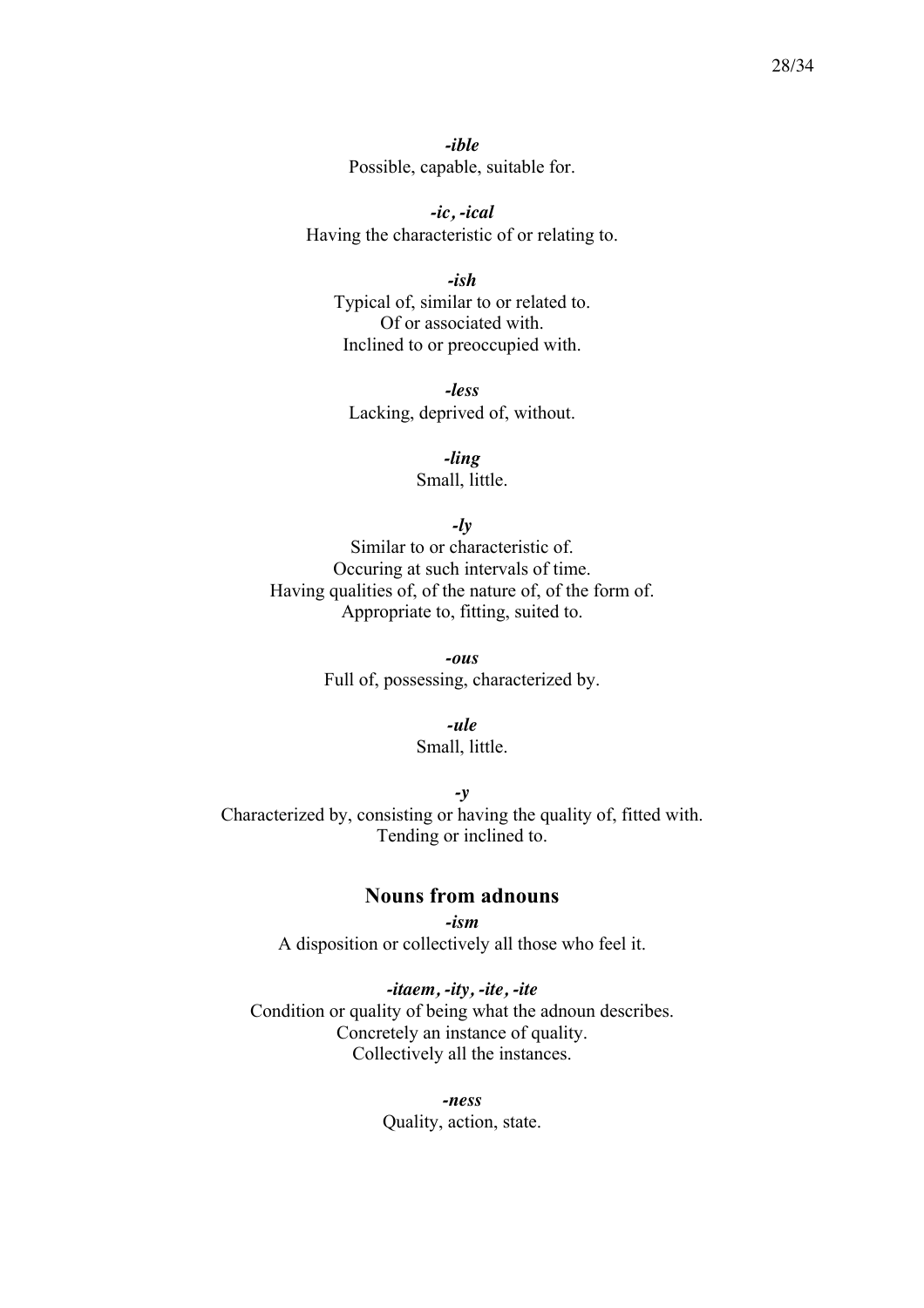***-ible***
Possible, capable, suitable for.

***-ic, -ical***
Having the characteristic of or relating to.

***-ish***
Typical of, similar to or related to.
Of or associated with.
Inclined to or preoccupied with.

***-less***
Lacking, deprived of, without.

***-ling***
Small, little.

***-ly***
Similar to or characteristic of.
Occuring at such intervals of time.
Having qualities of, of the nature of, of the form of.
Appropriate to, fitting, suited to.

***-ous***
Full of, possessing, characterized by.

***-ule***
Small, little.

***-y***
Characterized by, consisting or having the quality of, fitted with.
Tending or inclined to.

## Nouns from adnouns

***-ism***
A disposition or collectively all those who feel it.

***-itaem, -ity, -ite, -ite***
Condition or quality of being what the adnoun describes.
Concretely an instance of quality.
Collectively all the instances.

***-ness***
Quality, action, state.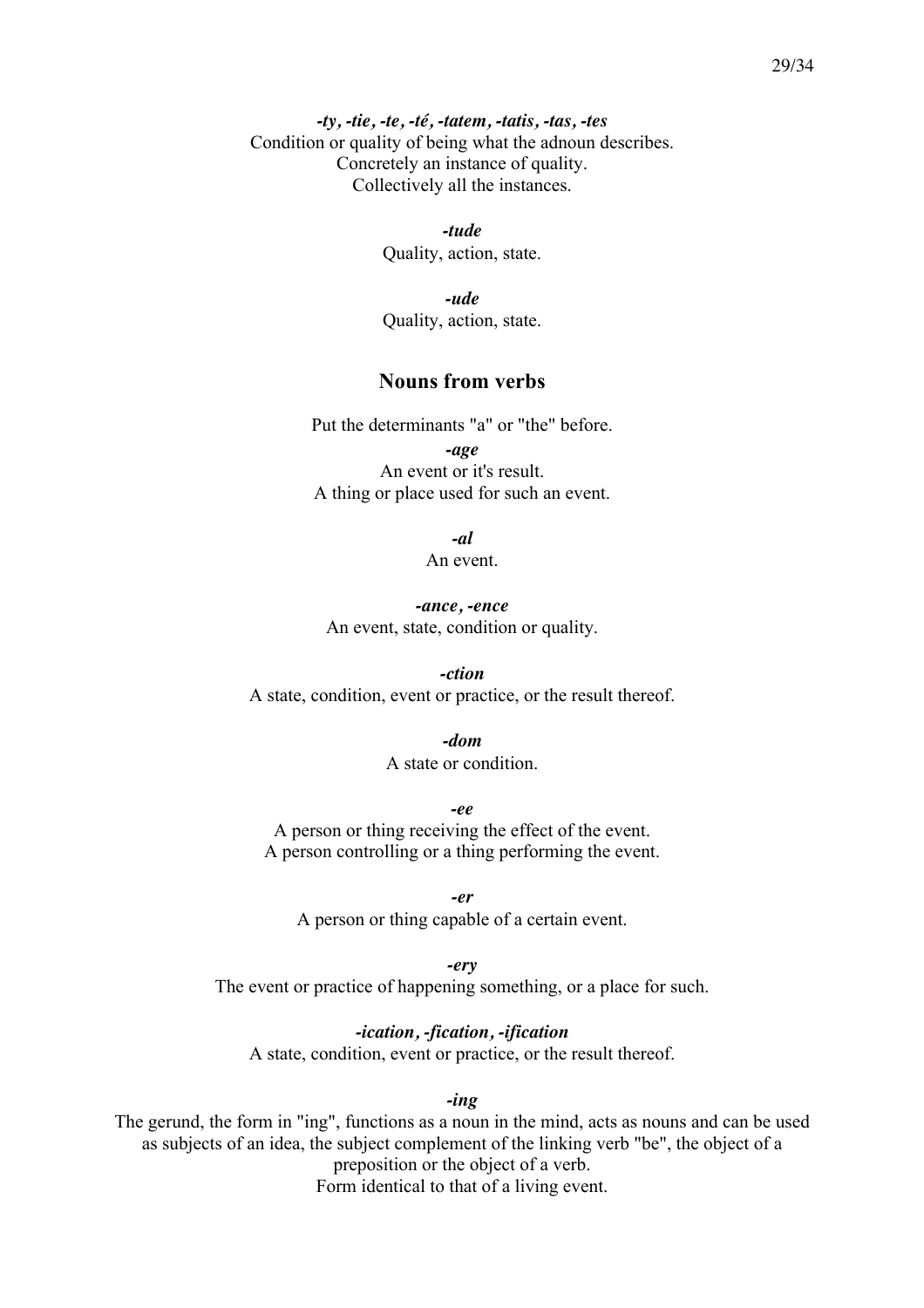***-ty, -tie, -te, -té, -tatem, -tatis, -tas, -tes***

Condition or quality of being what the adnoun describes.
Concretely an instance of quality.
Collectively all the instances.

***-tude***

Quality, action, state.

***-ude***

Quality, action, state.

## Nouns from verbs

Put the determinants "a" or "the" before.

***-age***

An event or it's result.
A thing or place used for such an event.

***-al***

An event.

***-ance, -ence***

An event, state, condition or quality.

***-ction***

A state, condition, event or practice, or the result thereof.

***-dom***

A state or condition.

***-ee***

A person or thing receiving the effect of the event.
A person controlling or a thing performing the event.

***-er***

A person or thing capable of a certain event.

***-ery***

The event or practice of happening something, or a place for such.

***-ication, -fication, -ification***

A state, condition, event or practice, or the result thereof.

***-ing***

The gerund, the form in "ing", functions as a noun in the mind, acts as nouns and can be used as subjects of an idea, the subject complement of the linking verb "be", the object of a preposition or the object of a verb.
Form identical to that of a living event.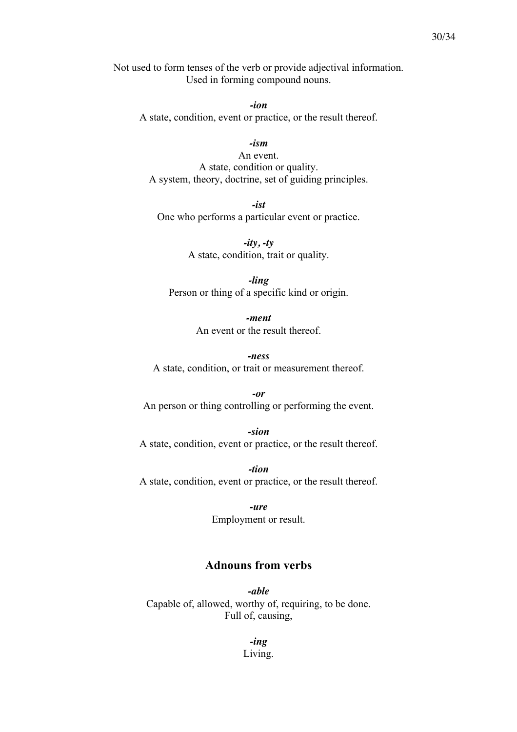Not used to form tenses of the verb or provide adjectival information.
Used in forming compound nouns.

***-ion***
A state, condition, event or practice, or the result thereof.

***-ism***
An event.
A state, condition or quality.
A system, theory, doctrine, set of guiding principles.

***-ist***
One who performs a particular event or practice.

***-ity, -ty***
A state, condition, trait or quality.

***-ling***
Person or thing of a specific kind or origin.

***-ment***
An event or the result thereof.

***-ness***
A state, condition, or trait or measurement thereof.

***-or***
An person or thing controlling or performing the event.

***-sion***
A state, condition, event or practice, or the result thereof.

***-tion***
A state, condition, event or practice, or the result thereof.

***-ure***
Employment or result.

## Adnouns from verbs

***-able***
Capable of, allowed, worthy of, requiring, to be done.
Full of, causing,

***-ing***
Living.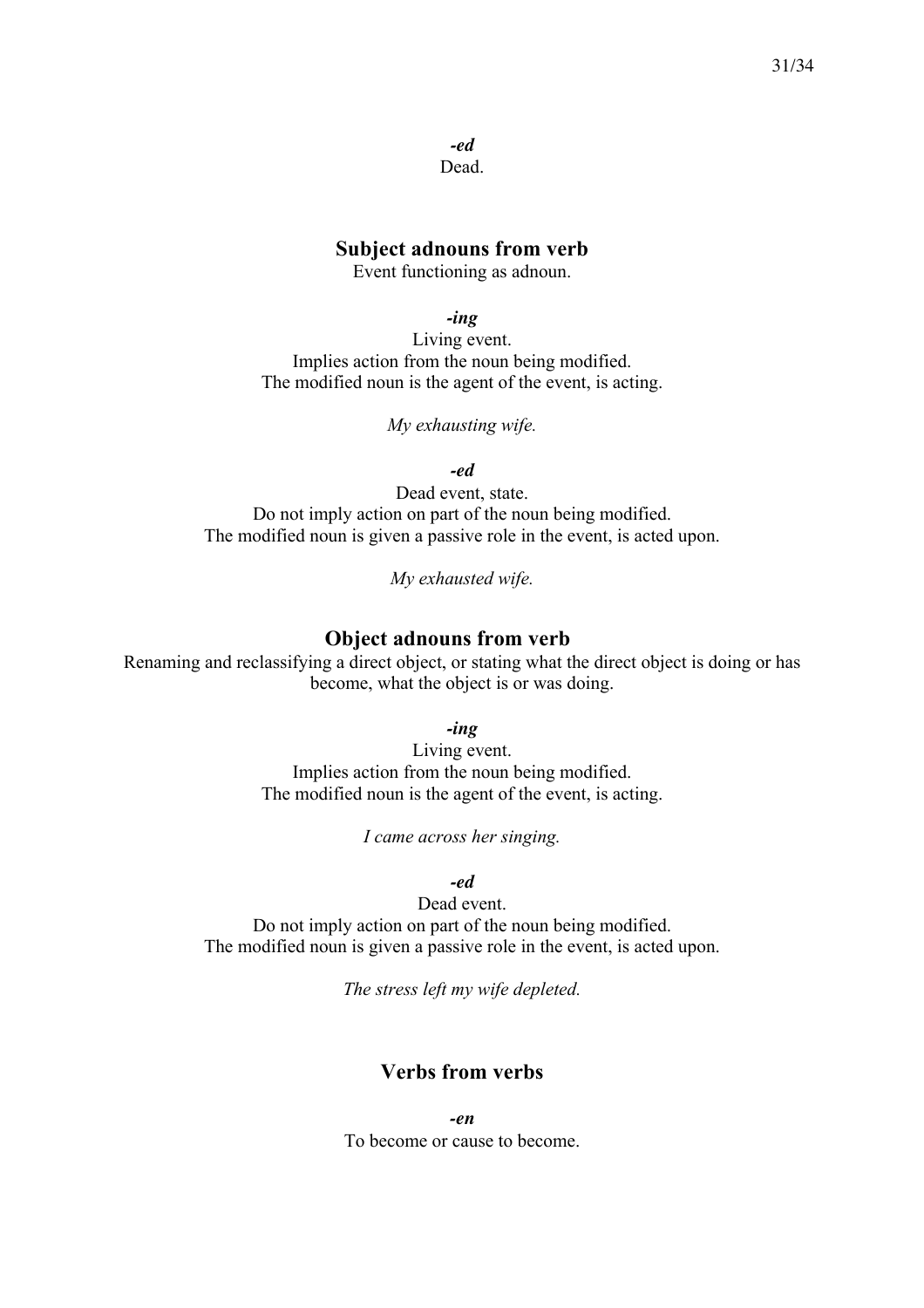***-ed***

Dead.

## Subject adnouns from verb

Event functioning as adnoun.

***-ing***

Living event.
Implies action from the noun being modified.
The modified noun is the agent of the event, is acting.

*My exhausting wife.*

***-ed***

Dead event, state.
Do not imply action on part of the noun being modified.
The modified noun is given a passive role in the event, is acted upon.

*My exhausted wife.*

## Object adnouns from verb

Renaming and reclassifying a direct object, or stating what the direct object is doing or has become, what the object is or was doing.

***-ing***

Living event.
Implies action from the noun being modified.
The modified noun is the agent of the event, is acting.

*I came across her singing.*

***-ed***

Dead event.
Do not imply action on part of the noun being modified.
The modified noun is given a passive role in the event, is acted upon.

*The stress left my wife depleted.*

## Verbs from verbs

***-en***

To become or cause to become.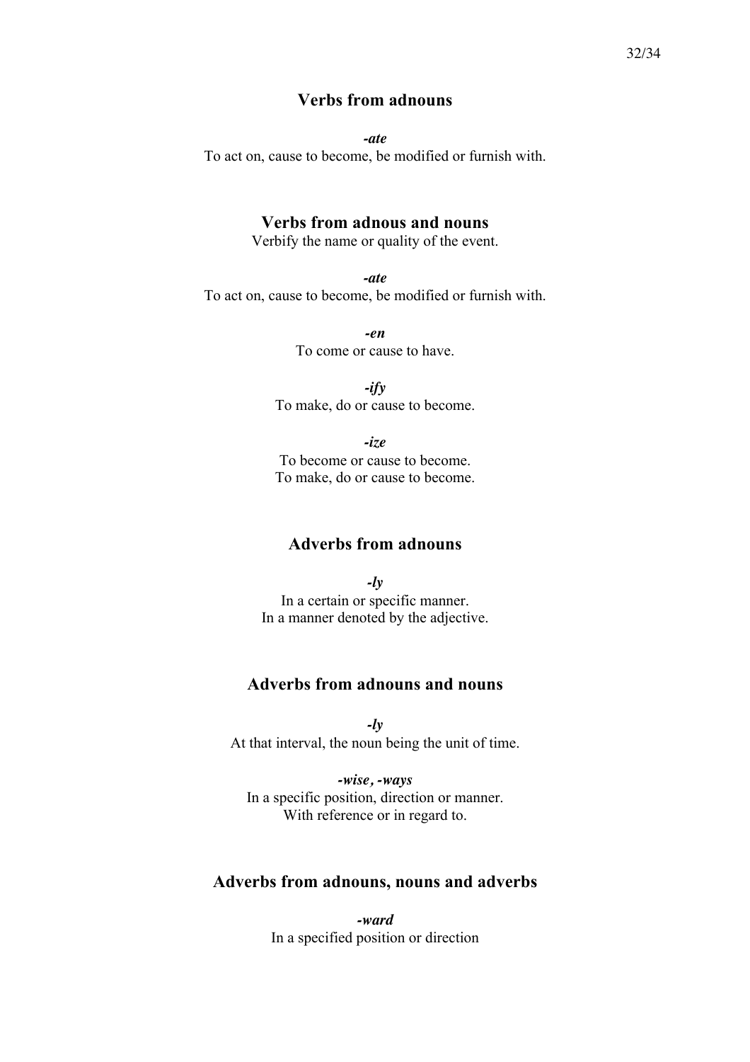## Verbs from adnouns

***-ate***

To act on, cause to become, be modified or furnish with.

## Verbs from adnous and nouns

Verbify the name or quality of the event.

***-ate***

To act on, cause to become, be modified or furnish with.

***-en***

To come or cause to have.

***-ify***

To make, do or cause to become.

***-ize***

To become or cause to become.
To make, do or cause to become.

## Adverbs from adnouns

***-ly***

In a certain or specific manner.
In a manner denoted by the adjective.

## Adverbs from adnouns and nouns

***-ly***

At that interval, the noun being the unit of time.

***-wise, -ways***

In a specific position, direction or manner.
With reference or in regard to.

## Adverbs from adnouns, nouns and adverbs

***-ward***

In a specified position or direction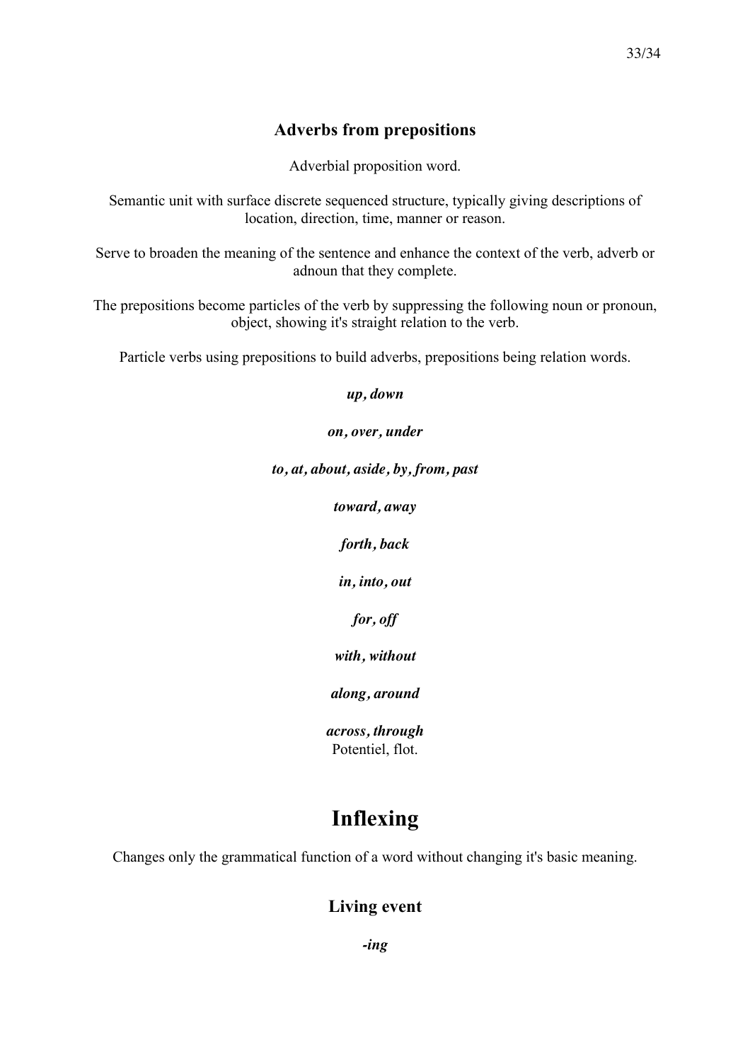### Adverbs from prepositions

Adverbial proposition word.

Semantic unit with surface discrete sequenced structure, typically giving descriptions of location, direction, time, manner or reason.

Serve to broaden the meaning of the sentence and enhance the context of the verb, adverb or adnoun that they complete.

The prepositions become particles of the verb by suppressing the following noun or pronoun, object, showing it's straight relation to the verb.

Particle verbs using prepositions to build adverbs, prepositions being relation words.

***up, down***

***on, over, under***

***to, at, about, aside, by, from, past***

***toward, away***

***forth, back***

***in, into, out***

***for, off***

***with, without***

***along, around***

***across, through***
Potentiel, flot.

# Inflexing

Changes only the grammatical function of a word without changing it's basic meaning.

## Living event

***-ing***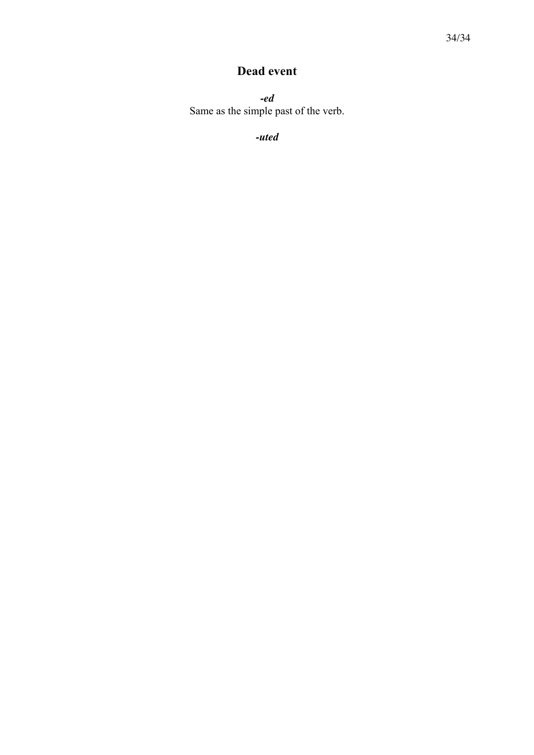## Dead event

***-ed***

Same as the simple past of the verb.

***-uted***